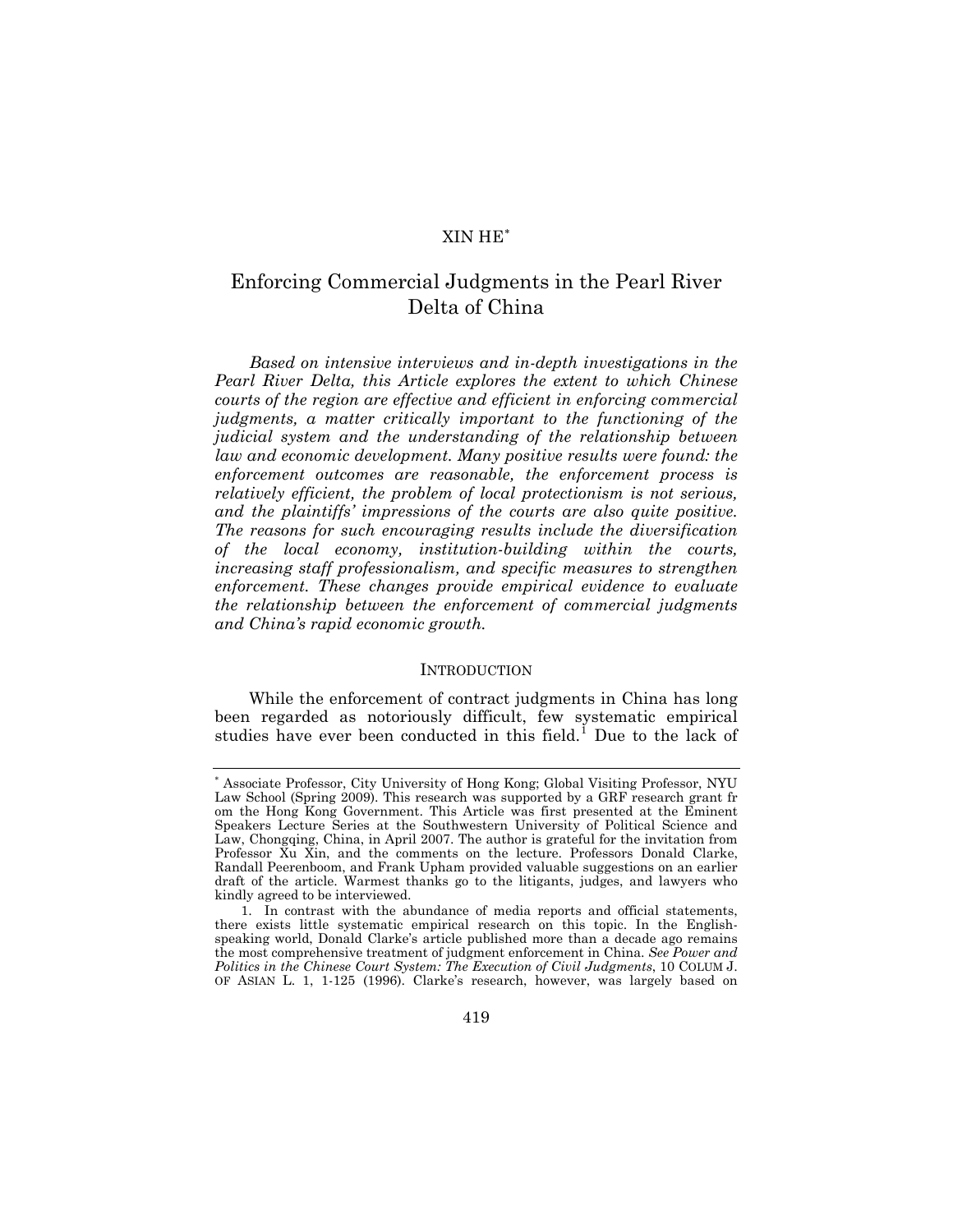XIN HE[*]

# Enforcing Commercial Judgments in the Pearl River Delta of China

*Based on intensive interviews and in-depth investigations in the Pearl River Delta, this Article explores the extent to which Chinese courts of the region are effective and efficient in enforcing commercial judgments, a matter critically important to the functioning of the judicial system and the understanding of the relationship between law and economic development. Many positive results were found: the enforcement outcomes are reasonable, the enforcement process is relatively efficient, the problem of local protectionism is not serious, and the plaintiffs' impressions of the courts are also quite positive. The reasons for such encouraging results include the diversification of the local economy, institution-building within the courts, increasing staff professionalism, and specific measures to strengthen enforcement. These changes provide empirical evidence to evaluate the relationship between the enforcement of commercial judgments and China's rapid economic growth.*

## INTRODUCTION

While the enforcement of contract judgments in China has long been regarded as notoriously difficult, few systematic empirical studies have ever been conducted in this field.[1] Due to the lack of

---

[*] Associate Professor, City University of Hong Kong; Global Visiting Professor, NYU Law School (Spring 2009). This research was supported by a GRF research grant fr om the Hong Kong Government. This Article was first presented at the Eminent Speakers Lecture Series at the Southwestern University of Political Science and Law, Chongqing, China, in April 2007. The author is grateful for the invitation from Professor Xu Xin, and the comments on the lecture. Professors Donald Clarke, Randall Peerenboom, and Frank Upham provided valuable suggestions on an earlier draft of the article. Warmest thanks go to the litigants, judges, and lawyers who kindly agreed to be interviewed.

1. In contrast with the abundance of media reports and official statements, there exists little systematic empirical research on this topic. In the English-speaking world, Donald Clarke's article published more than a decade ago remains the most comprehensive treatment of judgment enforcement in China. *See Power and Politics in the Chinese Court System: The Execution of Civil Judgments*, 10 COLUM J. OF ASIAN L. 1, 1-125 (1996). Clarke's research, however, was largely based on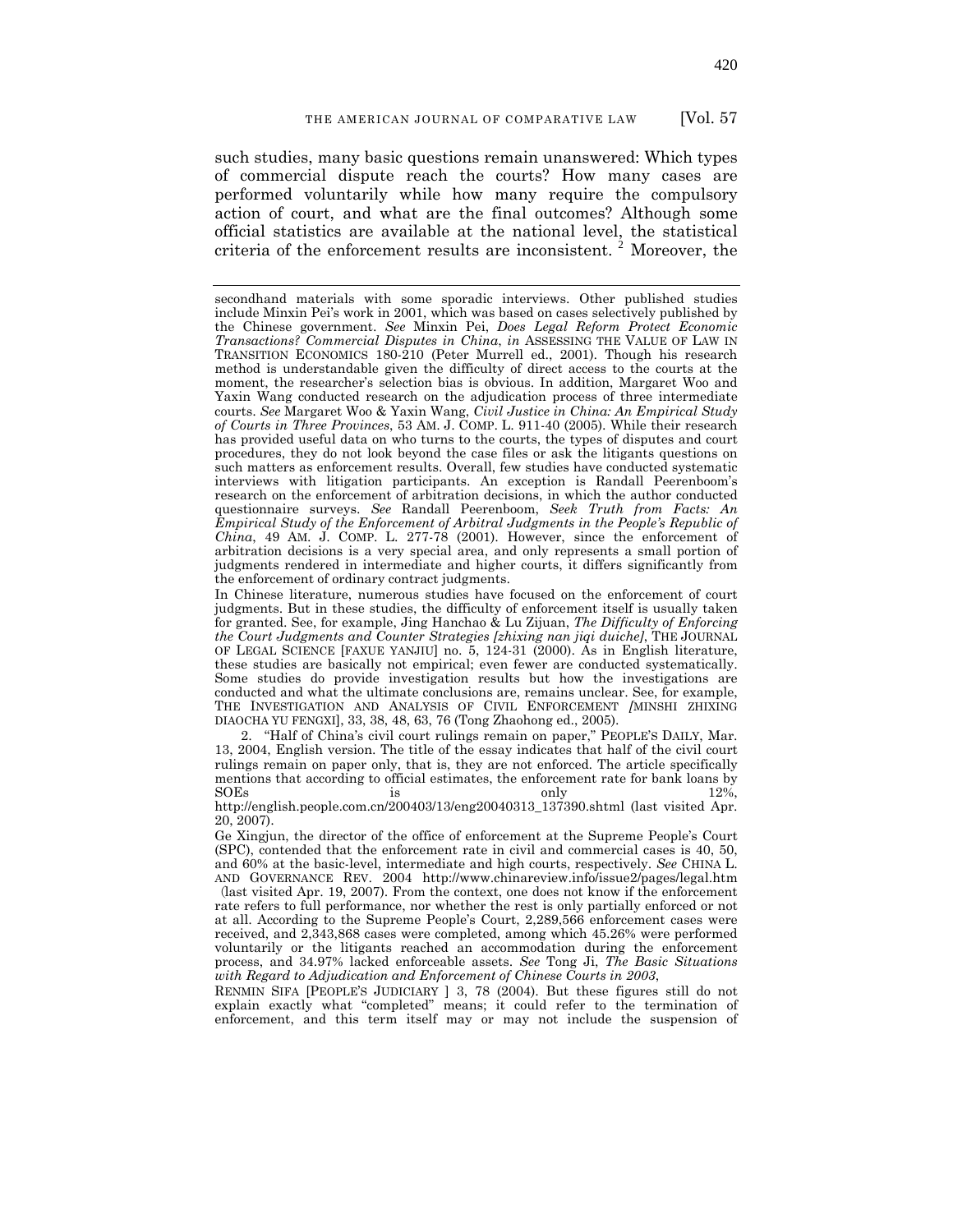such studies, many basic questions remain unanswered: Which types of commercial dispute reach the courts? How many cases are performed voluntarily while how many require the compulsory action of court, and what are the final outcomes? Although some official statistics are available at the national level, the statistical criteria of the enforcement results are inconsistent. [2] Moreover, the

---

secondhand materials with some sporadic interviews. Other published studies include Minxin Pei's work in 2001, which was based on cases selectively published by the Chinese government. *See* Minxin Pei, *Does Legal Reform Protect Economic Transactions? Commercial Disputes in China*, *in* ASSESSING THE VALUE OF LAW IN TRANSITION ECONOMICS 180-210 (Peter Murrell ed., 2001). Though his research method is understandable given the difficulty of direct access to the courts at the moment, the researcher's selection bias is obvious. In addition, Margaret Woo and Yaxin Wang conducted research on the adjudication process of three intermediate courts. *See* Margaret Woo & Yaxin Wang, *Civil Justice in China: An Empirical Study of Courts in Three Provinces*, 53 AM. J. COMP. L. 911-40 (2005). While their research has provided useful data on who turns to the courts, the types of disputes and court procedures, they do not look beyond the case files or ask the litigants questions on such matters as enforcement results. Overall, few studies have conducted systematic interviews with litigation participants. An exception is Randall Peerenboom's research on the enforcement of arbitration decisions, in which the author conducted questionnaire surveys. *See* Randall Peerenboom, *Seek Truth from Facts: An Empirical Study of the Enforcement of Arbitral Judgments in the People's Republic of China*, 49 AM. J. COMP. L. 277-78 (2001). However, since the enforcement of arbitration decisions is a very special area, and only represents a small portion of judgments rendered in intermediate and higher courts, it differs significantly from the enforcement of ordinary contract judgments.

In Chinese literature, numerous studies have focused on the enforcement of court judgments. But in these studies, the difficulty of enforcement itself is usually taken for granted. See, for example, Jing Hanchao & Lu Zijuan, *The Difficulty of Enforcing the Court Judgments and Counter Strategies [zhixing nan jiqi duiche]*, THE JOURNAL OF LEGAL SCIENCE [FAXUE YANJIU] no. 5, 124-31 (2000). As in English literature, these studies are basically not empirical; even fewer are conducted systematically. Some studies do provide investigation results but how the investigations are conducted and what the ultimate conclusions are, remains unclear. See, for example, THE INVESTIGATION AND ANALYSIS OF CIVIL ENFORCEMENT [MINSHI ZHIXING DIAOCHA YU FENGXI], 33, 38, 48, 63, 76 (Tong Zhaohong ed., 2005).

2. "Half of China's civil court rulings remain on paper," PEOPLE'S DAILY, Mar. 13, 2004, English version. The title of the essay indicates that half of the civil court rulings remain on paper only, that is, they are not enforced. The article specifically mentions that according to official estimates, the enforcement rate for bank loans by SOEs is only 12%, http://english.people.com.cn/200403/13/eng20040313_137390.shtml (last visited Apr. 20, 2007).

Ge Xingjun, the director of the office of enforcement at the Supreme People's Court (SPC), contended that the enforcement rate in civil and commercial cases is 40, 50, and 60% at the basic-level, intermediate and high courts, respectively. *See* CHINA L. AND GOVERNANCE REV. 2004 http://www.chinareview.info/issue2/pages/legal.htm (last visited Apr. 19, 2007). From the context, one does not know if the enforcement rate refers to full performance, nor whether the rest is only partially enforced or not at all. According to the Supreme People's Court, 2,289,566 enforcement cases were received, and 2,343,868 cases were completed, among which 45.26% were performed voluntarily or the litigants reached an accommodation during the enforcement process, and 34.97% lacked enforceable assets. *See* Tong Ji, *The Basic Situations with Regard to Adjudication and Enforcement of Chinese Courts in 2003*, RENMIN SIFA [PEOPLE'S JUDICIARY ] 3, 78 (2004). But these figures still do not explain exactly what "completed" means; it could refer to the termination of enforcement, and this term itself may or may not include the suspension of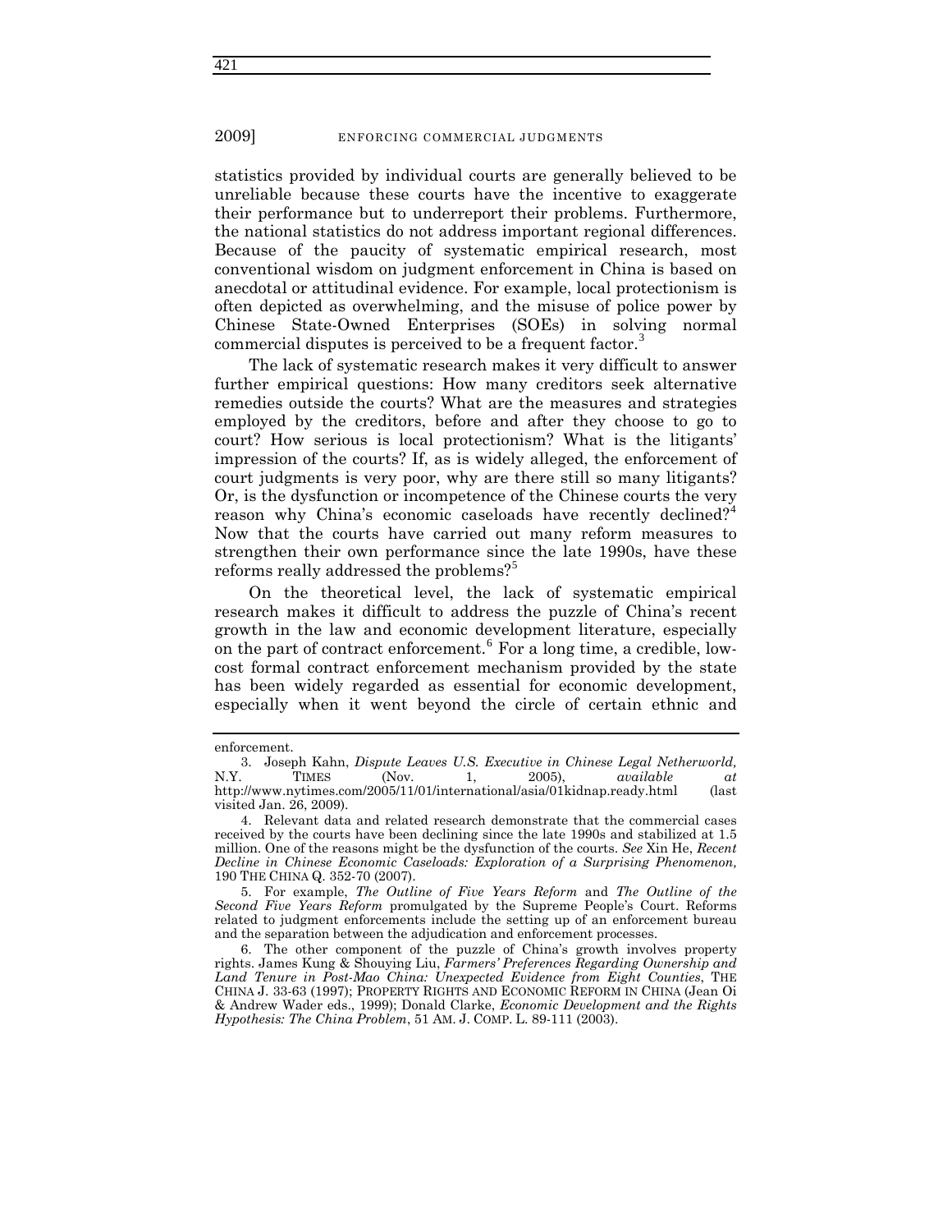statistics provided by individual courts are generally believed to be unreliable because these courts have the incentive to exaggerate their performance but to underreport their problems. Furthermore, the national statistics do not address important regional differences. Because of the paucity of systematic empirical research, most conventional wisdom on judgment enforcement in China is based on anecdotal or attitudinal evidence. For example, local protectionism is often depicted as overwhelming, and the misuse of police power by Chinese State-Owned Enterprises (SOEs) in solving normal commercial disputes is perceived to be a frequent factor.[3]

The lack of systematic research makes it very difficult to answer further empirical questions: How many creditors seek alternative remedies outside the courts? What are the measures and strategies employed by the creditors, before and after they choose to go to court? How serious is local protectionism? What is the litigants' impression of the courts? If, as is widely alleged, the enforcement of court judgments is very poor, why are there still so many litigants? Or, is the dysfunction or incompetence of the Chinese courts the very reason why China's economic caseloads have recently declined?[4] Now that the courts have carried out many reform measures to strengthen their own performance since the late 1990s, have these reforms really addressed the problems?[5]

On the theoretical level, the lack of systematic empirical research makes it difficult to address the puzzle of China's recent growth in the law and economic development literature, especially on the part of contract enforcement.[6] For a long time, a credible, low-cost formal contract enforcement mechanism provided by the state has been widely regarded as essential for economic development, especially when it went beyond the circle of certain ethnic and

---

enforcement.

3. Joseph Kahn, *Dispute Leaves U.S. Executive in Chinese Legal Netherworld,* N.Y. TIMES (Nov. 1, 2005), *available at* http://www.nytimes.com/2005/11/01/international/asia/01kidnap.ready.html (last visited Jan. 26, 2009).

4. Relevant data and related research demonstrate that the commercial cases received by the courts have been declining since the late 1990s and stabilized at 1.5 million. One of the reasons might be the dysfunction of the courts. *See* Xin He, *Recent Decline in Chinese Economic Caseloads: Exploration of a Surprising Phenomenon,* 190 THE CHINA Q. 352-70 (2007).

5. For example, *The Outline of Five Years Reform* and *The Outline of the Second Five Years Reform* promulgated by the Supreme People's Court. Reforms related to judgment enforcements include the setting up of an enforcement bureau and the separation between the adjudication and enforcement processes.

6. The other component of the puzzle of China's growth involves property rights. James Kung & Shouying Liu, *Farmers' Preferences Regarding Ownership and Land Tenure in Post-Mao China: Unexpected Evidence from Eight Counties*, THE CHINA J. 33-63 (1997); PROPERTY RIGHTS AND ECONOMIC REFORM IN CHINA (Jean Oi & Andrew Wader eds., 1999); Donald Clarke, *Economic Development and the Rights Hypothesis: The China Problem*, 51 AM. J. COMP. L. 89-111 (2003).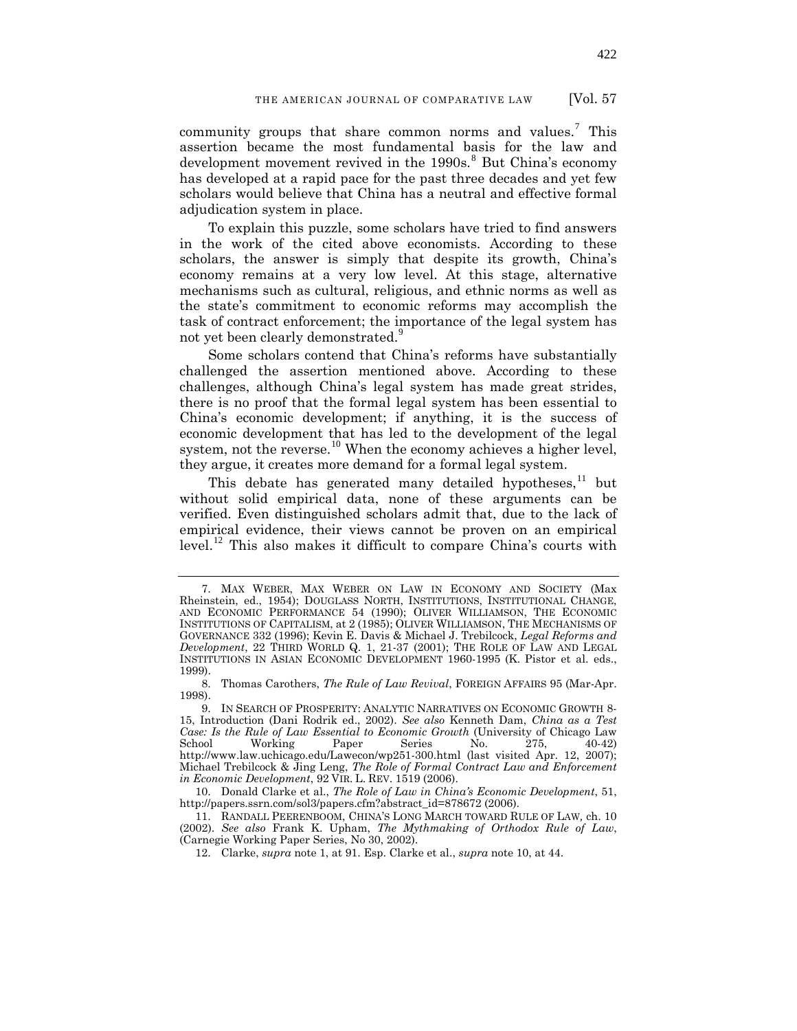community groups that share common norms and values.[7] This assertion became the most fundamental basis for the law and development movement revived in the 1990s.[8] But China's economy has developed at a rapid pace for the past three decades and yet few scholars would believe that China has a neutral and effective formal adjudication system in place.

To explain this puzzle, some scholars have tried to find answers in the work of the cited above economists. According to these scholars, the answer is simply that despite its growth, China's economy remains at a very low level. At this stage, alternative mechanisms such as cultural, religious, and ethnic norms as well as the state's commitment to economic reforms may accomplish the task of contract enforcement; the importance of the legal system has not yet been clearly demonstrated.[9]

Some scholars contend that China's reforms have substantially challenged the assertion mentioned above. According to these challenges, although China's legal system has made great strides, there is no proof that the formal legal system has been essential to China's economic development; if anything, it is the success of economic development that has led to the development of the legal system, not the reverse.[10] When the economy achieves a higher level, they argue, it creates more demand for a formal legal system.

This debate has generated many detailed hypotheses,[11] but without solid empirical data, none of these arguments can be verified. Even distinguished scholars admit that, due to the lack of empirical evidence, their views cannot be proven on an empirical level.[12] This also makes it difficult to compare China's courts with

---

7. MAX WEBER, MAX WEBER ON LAW IN ECONOMY AND SOCIETY (Max Rheinstein, ed., 1954); DOUGLASS NORTH, INSTITUTIONS, INSTITUTIONAL CHANGE, AND ECONOMIC PERFORMANCE 54 (1990); OLIVER WILLIAMSON, THE ECONOMIC INSTITUTIONS OF CAPITALISM, at 2 (1985); OLIVER WILLIAMSON, THE MECHANISMS OF GOVERNANCE 332 (1996); Kevin E. Davis & Michael J. Trebilcock, *Legal Reforms and Development*, 22 THIRD WORLD Q. 1, 21-37 (2001); THE ROLE OF LAW AND LEGAL INSTITUTIONS IN ASIAN ECONOMIC DEVELOPMENT 1960-1995 (K. Pistor et al. eds., 1999).

8. Thomas Carothers, *The Rule of Law Revival*, FOREIGN AFFAIRS 95 (Mar-Apr. 1998).

9. IN SEARCH OF PROSPERITY: ANALYTIC NARRATIVES ON ECONOMIC GROWTH 8-15, Introduction (Dani Rodrik ed., 2002). *See also* Kenneth Dam, *China as a Test Case: Is the Rule of Law Essential to Economic Growth* (University of Chicago Law School Working Paper Series No. 275, 40-42) http://www.law.uchicago.edu/Lawecon/wp251-300.html (last visited Apr. 12, 2007); Michael Trebilcock & Jing Leng, *The Role of Formal Contract Law and Enforcement in Economic Development*, 92 VIR. L. REV. 1519 (2006).

10. Donald Clarke et al., *The Role of Law in China's Economic Development*, 51, http://papers.ssrn.com/sol3/papers.cfm?abstract_id=878672 (2006).

11. RANDALL PEERENBOOM, CHINA'S LONG MARCH TOWARD RULE OF LAW, ch. 10 (2002). *See also* Frank K. Upham, *The Mythmaking of Orthodox Rule of Law*, (Carnegie Working Paper Series, No 30, 2002).

12. Clarke, *supra* note 1, at 91. Esp. Clarke et al., *supra* note 10, at 44.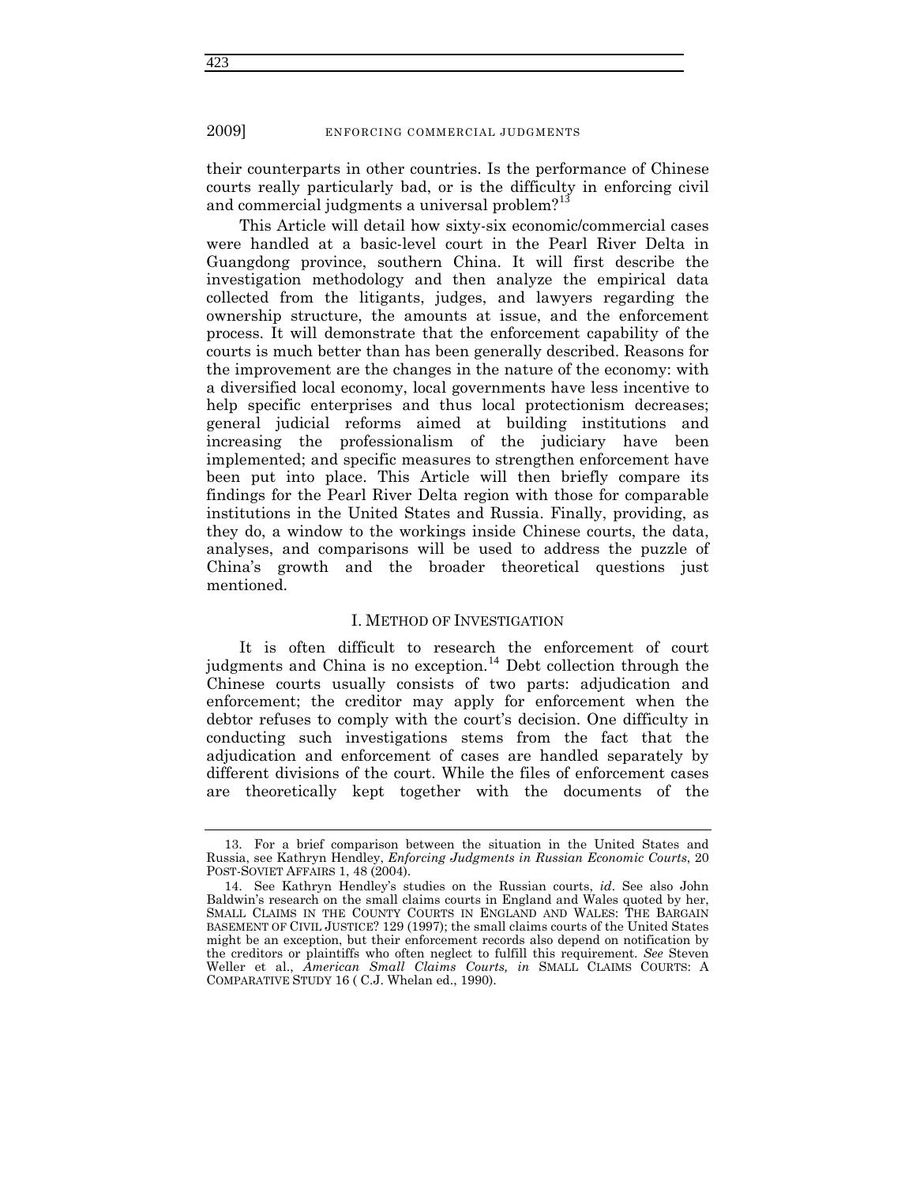their counterparts in other countries. Is the performance of Chinese courts really particularly bad, or is the difficulty in enforcing civil and commercial judgments a universal problem?[13]

This Article will detail how sixty-six economic/commercial cases were handled at a basic-level court in the Pearl River Delta in Guangdong province, southern China. It will first describe the investigation methodology and then analyze the empirical data collected from the litigants, judges, and lawyers regarding the ownership structure, the amounts at issue, and the enforcement process. It will demonstrate that the enforcement capability of the courts is much better than has been generally described. Reasons for the improvement are the changes in the nature of the economy: with a diversified local economy, local governments have less incentive to help specific enterprises and thus local protectionism decreases; general judicial reforms aimed at building institutions and increasing the professionalism of the judiciary have been implemented; and specific measures to strengthen enforcement have been put into place. This Article will then briefly compare its findings for the Pearl River Delta region with those for comparable institutions in the United States and Russia. Finally, providing, as they do, a window to the workings inside Chinese courts, the data, analyses, and comparisons will be used to address the puzzle of China's growth and the broader theoretical questions just mentioned.

## I. METHOD OF INVESTIGATION

It is often difficult to research the enforcement of court judgments and China is no exception.[14] Debt collection through the Chinese courts usually consists of two parts: adjudication and enforcement; the creditor may apply for enforcement when the debtor refuses to comply with the court's decision. One difficulty in conducting such investigations stems from the fact that the adjudication and enforcement of cases are handled separately by different divisions of the court. While the files of enforcement cases are theoretically kept together with the documents of the

---

13. For a brief comparison between the situation in the United States and Russia, see Kathryn Hendley, *Enforcing Judgments in Russian Economic Courts*, 20 POST-SOVIET AFFAIRS 1, 48 (2004).

14. See Kathryn Hendley's studies on the Russian courts, *id*. See also John Baldwin's research on the small claims courts in England and Wales quoted by her, SMALL CLAIMS IN THE COUNTY COURTS IN ENGLAND AND WALES: THE BARGAIN BASEMENT OF CIVIL JUSTICE? 129 (1997); the small claims courts of the United States might be an exception, but their enforcement records also depend on notification by the creditors or plaintiffs who often neglect to fulfill this requirement. *See* Steven Weller et al., *American Small Claims Courts, in* SMALL CLAIMS COURTS: A COMPARATIVE STUDY 16 ( C.J. Whelan ed., 1990).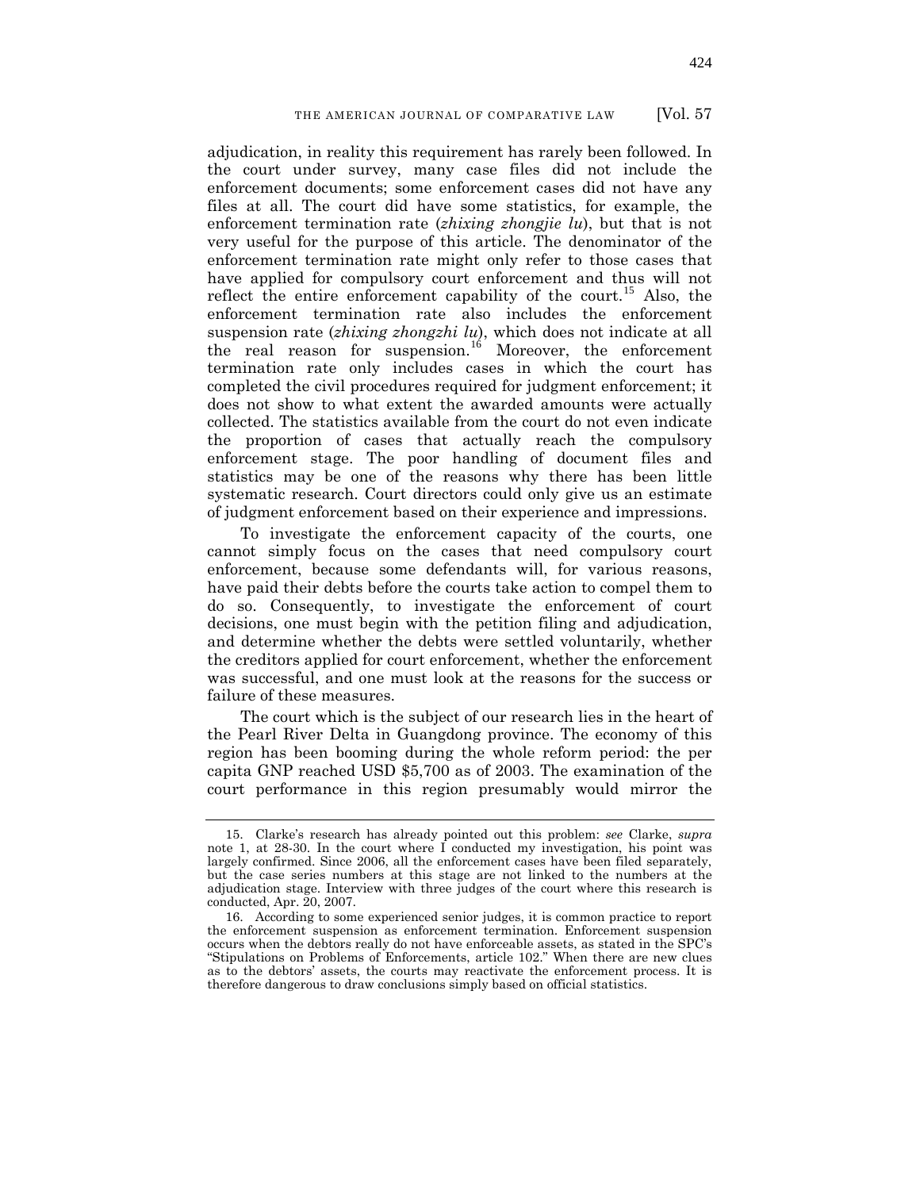adjudication, in reality this requirement has rarely been followed. In the court under survey, many case files did not include the enforcement documents; some enforcement cases did not have any files at all. The court did have some statistics, for example, the enforcement termination rate (*zhixing zhongjie lu*), but that is not very useful for the purpose of this article. The denominator of the enforcement termination rate might only refer to those cases that have applied for compulsory court enforcement and thus will not reflect the entire enforcement capability of the court.[15] Also, the enforcement termination rate also includes the enforcement suspension rate (*zhixing zhongzhi lu*), which does not indicate at all the real reason for suspension.[16] Moreover, the enforcement termination rate only includes cases in which the court has completed the civil procedures required for judgment enforcement; it does not show to what extent the awarded amounts were actually collected. The statistics available from the court do not even indicate the proportion of cases that actually reach the compulsory enforcement stage. The poor handling of document files and statistics may be one of the reasons why there has been little systematic research. Court directors could only give us an estimate of judgment enforcement based on their experience and impressions.

To investigate the enforcement capacity of the courts, one cannot simply focus on the cases that need compulsory court enforcement, because some defendants will, for various reasons, have paid their debts before the courts take action to compel them to do so. Consequently, to investigate the enforcement of court decisions, one must begin with the petition filing and adjudication, and determine whether the debts were settled voluntarily, whether the creditors applied for court enforcement, whether the enforcement was successful, and one must look at the reasons for the success or failure of these measures.

The court which is the subject of our research lies in the heart of the Pearl River Delta in Guangdong province. The economy of this region has been booming during the whole reform period: the per capita GNP reached USD $5,700 as of 2003. The examination of the court performance in this region presumably would mirror the

---

15. Clarke's research has already pointed out this problem: *see* Clarke, *supra* note 1, at 28-30. In the court where I conducted my investigation, his point was largely confirmed. Since 2006, all the enforcement cases have been filed separately, but the case series numbers at this stage are not linked to the numbers at the adjudication stage. Interview with three judges of the court where this research is conducted, Apr. 20, 2007.

16. According to some experienced senior judges, it is common practice to report the enforcement suspension as enforcement termination. Enforcement suspension occurs when the debtors really do not have enforceable assets, as stated in the SPC's "Stipulations on Problems of Enforcements, article 102." When there are new clues as to the debtors' assets, the courts may reactivate the enforcement process. It is therefore dangerous to draw conclusions simply based on official statistics.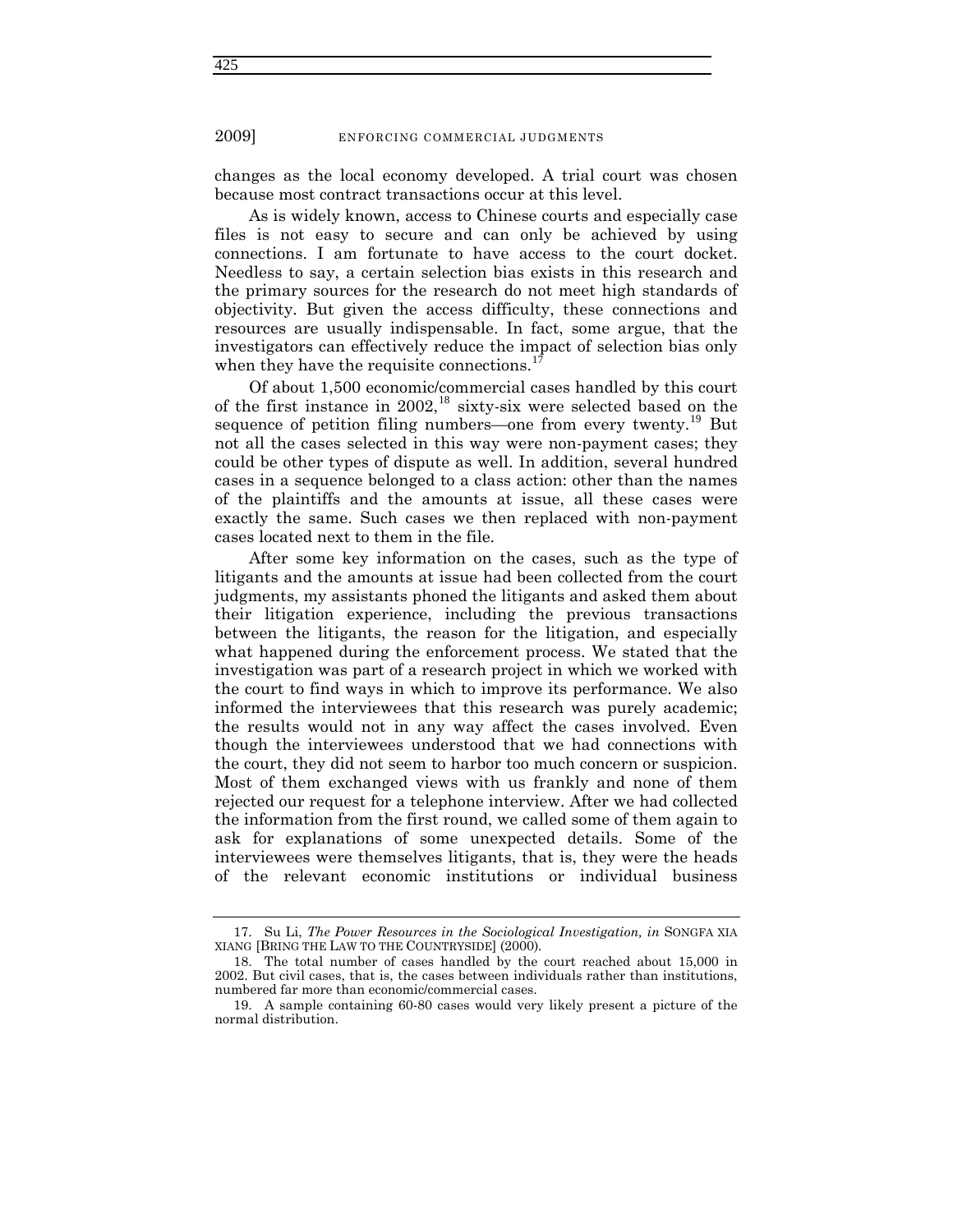changes as the local economy developed. A trial court was chosen because most contract transactions occur at this level.

As is widely known, access to Chinese courts and especially case files is not easy to secure and can only be achieved by using connections. I am fortunate to have access to the court docket. Needless to say, a certain selection bias exists in this research and the primary sources for the research do not meet high standards of objectivity. But given the access difficulty, these connections and resources are usually indispensable. In fact, some argue, that the investigators can effectively reduce the impact of selection bias only when they have the requisite connections.[17]

Of about 1,500 economic/commercial cases handled by this court of the first instance in 2002,[18] sixty-six were selected based on the sequence of petition filing numbers—one from every twenty.[19] But not all the cases selected in this way were non-payment cases; they could be other types of dispute as well. In addition, several hundred cases in a sequence belonged to a class action: other than the names of the plaintiffs and the amounts at issue, all these cases were exactly the same. Such cases we then replaced with non-payment cases located next to them in the file.

After some key information on the cases, such as the type of litigants and the amounts at issue had been collected from the court judgments, my assistants phoned the litigants and asked them about their litigation experience, including the previous transactions between the litigants, the reason for the litigation, and especially what happened during the enforcement process. We stated that the investigation was part of a research project in which we worked with the court to find ways in which to improve its performance. We also informed the interviewees that this research was purely academic; the results would not in any way affect the cases involved. Even though the interviewees understood that we had connections with the court, they did not seem to harbor too much concern or suspicion. Most of them exchanged views with us frankly and none of them rejected our request for a telephone interview. After we had collected the information from the first round, we called some of them again to ask for explanations of some unexpected details. Some of the interviewees were themselves litigants, that is, they were the heads of the relevant economic institutions or individual business

---

17. Su Li, *The Power Resources in the Sociological Investigation, in* SONGFA XIA XIANG [BRING THE LAW TO THE COUNTRYSIDE] (2000).

18. The total number of cases handled by the court reached about 15,000 in 2002. But civil cases, that is, the cases between individuals rather than institutions, numbered far more than economic/commercial cases.

19. A sample containing 60-80 cases would very likely present a picture of the normal distribution.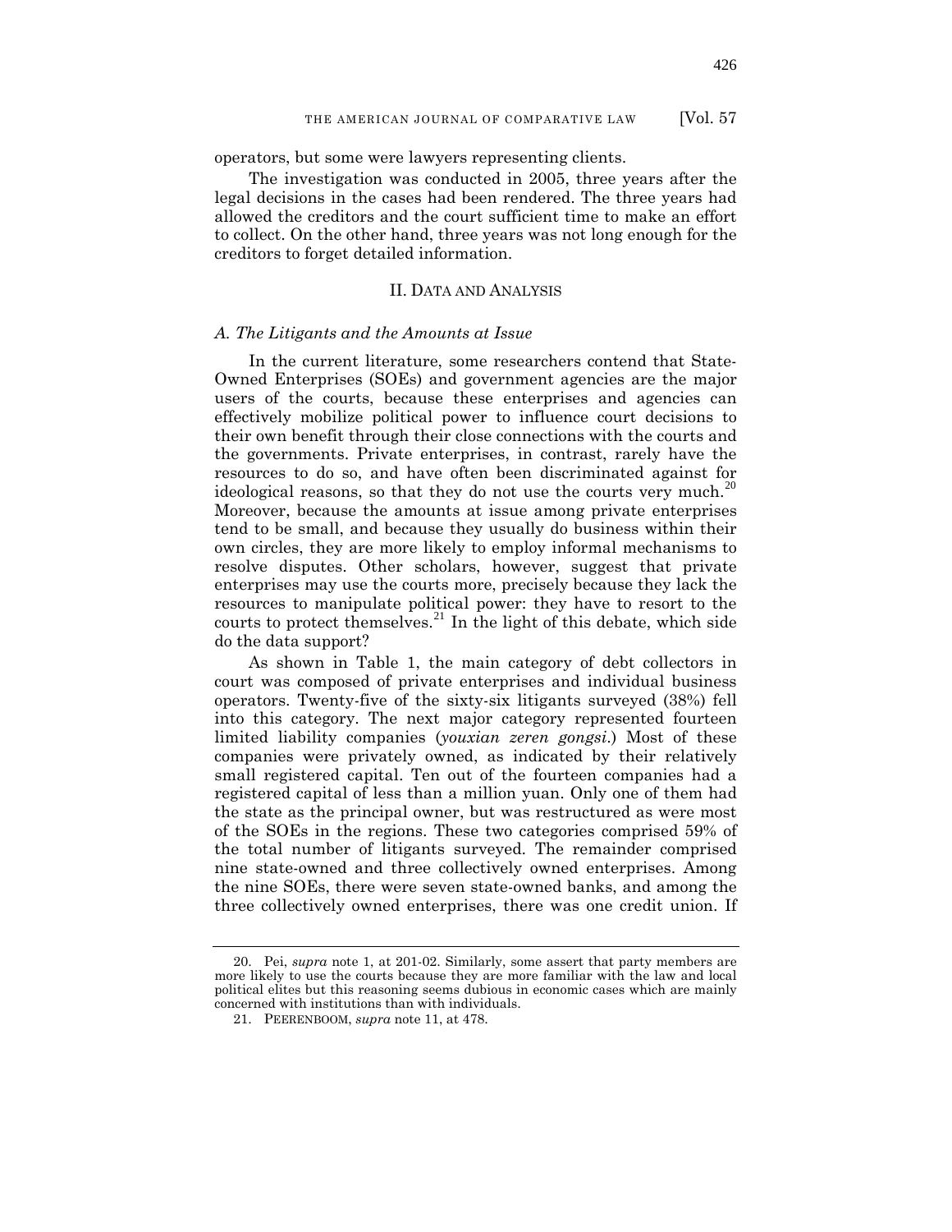operators, but some were lawyers representing clients.

The investigation was conducted in 2005, three years after the legal decisions in the cases had been rendered. The three years had allowed the creditors and the court sufficient time to make an effort to collect. On the other hand, three years was not long enough for the creditors to forget detailed information.

## II. DATA AND ANALYSIS

### *A. The Litigants and the Amounts at Issue*

In the current literature, some researchers contend that State-Owned Enterprises (SOEs) and government agencies are the major users of the courts, because these enterprises and agencies can effectively mobilize political power to influence court decisions to their own benefit through their close connections with the courts and the governments. Private enterprises, in contrast, rarely have the resources to do so, and have often been discriminated against for ideological reasons, so that they do not use the courts very much.[20] Moreover, because the amounts at issue among private enterprises tend to be small, and because they usually do business within their own circles, they are more likely to employ informal mechanisms to resolve disputes. Other scholars, however, suggest that private enterprises may use the courts more, precisely because they lack the resources to manipulate political power: they have to resort to the courts to protect themselves.[21] In the light of this debate, which side do the data support?

As shown in Table 1, the main category of debt collectors in court was composed of private enterprises and individual business operators. Twenty-five of the sixty-six litigants surveyed (38%) fell into this category. The next major category represented fourteen limited liability companies (*youxian zeren gongsi*.) Most of these companies were privately owned, as indicated by their relatively small registered capital. Ten out of the fourteen companies had a registered capital of less than a million yuan. Only one of them had the state as the principal owner, but was restructured as were most of the SOEs in the regions. These two categories comprised 59% of the total number of litigants surveyed. The remainder comprised nine state-owned and three collectively owned enterprises. Among the nine SOEs, there were seven state-owned banks, and among the three collectively owned enterprises, there was one credit union. If

---

20. Pei, *supra* note 1, at 201-02. Similarly, some assert that party members are more likely to use the courts because they are more familiar with the law and local political elites but this reasoning seems dubious in economic cases which are mainly concerned with institutions than with individuals.

21. PEERENBOOM, *supra* note 11, at 478.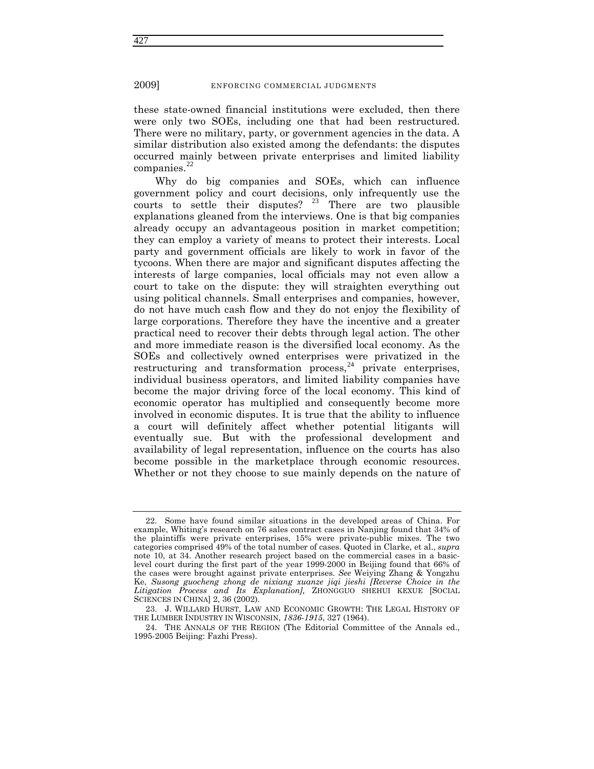these state-owned financial institutions were excluded, then there were only two SOEs, including one that had been restructured. There were no military, party, or government agencies in the data. A similar distribution also existed among the defendants: the disputes occurred mainly between private enterprises and limited liability companies.[22]

Why do big companies and SOEs, which can influence government policy and court decisions, only infrequently use the courts to settle their disputes?[23] There are two plausible explanations gleaned from the interviews. One is that big companies already occupy an advantageous position in market competition; they can employ a variety of means to protect their interests. Local party and government officials are likely to work in favor of the tycoons. When there are major and significant disputes affecting the interests of large companies, local officials may not even allow a court to take on the dispute: they will straighten everything out using political channels. Small enterprises and companies, however, do not have much cash flow and they do not enjoy the flexibility of large corporations. Therefore they have the incentive and a greater practical need to recover their debts through legal action. The other and more immediate reason is the diversified local economy. As the SOEs and collectively owned enterprises were privatized in the restructuring and transformation process,[24] private enterprises, individual business operators, and limited liability companies have become the major driving force of the local economy. This kind of economic operator has multiplied and consequently become more involved in economic disputes. It is true that the ability to influence a court will definitely affect whether potential litigants will eventually sue. But with the professional development and availability of legal representation, influence on the courts has also become possible in the marketplace through economic resources. Whether or not they choose to sue mainly depends on the nature of

---

22. Some have found similar situations in the developed areas of China. For example, Whiting's research on 76 sales contract cases in Nanjing found that 34% of the plaintiffs were private enterprises, 15% were private-public mixes. The two categories comprised 49% of the total number of cases. Quoted in Clarke, et al., *supra* note 10, at 34. Another research project based on the commercial cases in a basic-level court during the first part of the year 1999-2000 in Beijing found that 66% of the cases were brought against private enterprises. *See* Weiying Zhang & Yongzhu Ke, *Susong guocheng zhong de nixiang xuanze jiqi jieshi [Reverse Choice in the Litigation Process and Its Explanation],* ZHONGGUO SHEHUI KEXUE [SOCIAL SCIENCES IN CHINA] 2, 36 (2002).

23. J. WILLARD HURST, LAW AND ECONOMIC GROWTH: THE LEGAL HISTORY OF THE LUMBER INDUSTRY IN WISCONSIN, *1836-1915*, 327 (1964).

24. THE ANNALS OF THE REGION (The Editorial Committee of the Annals ed., 1995-2005 Beijing: Fazhi Press).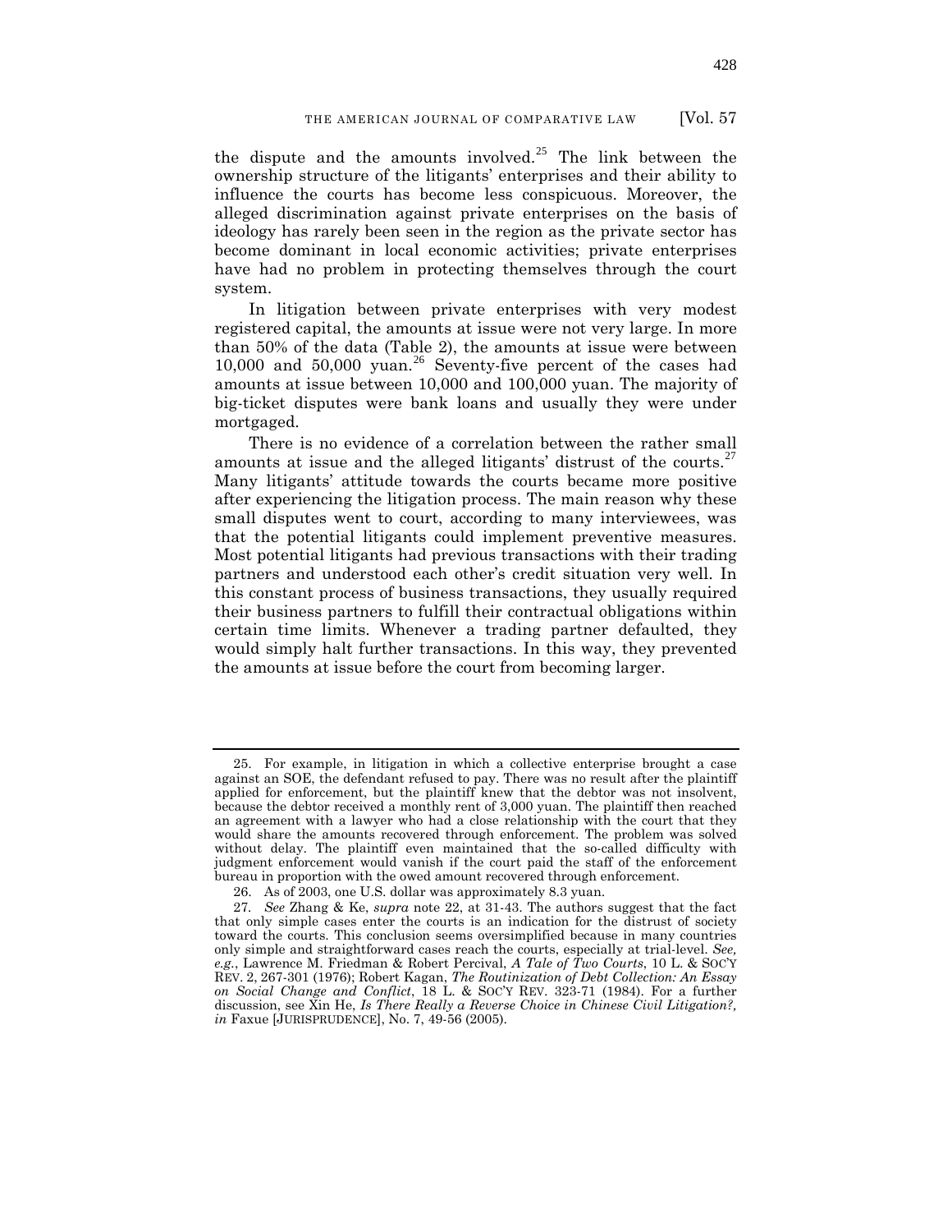the dispute and the amounts involved.[25] The link between the ownership structure of the litigants' enterprises and their ability to influence the courts has become less conspicuous. Moreover, the alleged discrimination against private enterprises on the basis of ideology has rarely been seen in the region as the private sector has become dominant in local economic activities; private enterprises have had no problem in protecting themselves through the court system.

In litigation between private enterprises with very modest registered capital, the amounts at issue were not very large. In more than 50% of the data (Table 2), the amounts at issue were between 10,000 and 50,000 yuan.[26] Seventy-five percent of the cases had amounts at issue between 10,000 and 100,000 yuan. The majority of big-ticket disputes were bank loans and usually they were under mortgaged.

There is no evidence of a correlation between the rather small amounts at issue and the alleged litigants' distrust of the courts.[27] Many litigants' attitude towards the courts became more positive after experiencing the litigation process. The main reason why these small disputes went to court, according to many interviewees, was that the potential litigants could implement preventive measures. Most potential litigants had previous transactions with their trading partners and understood each other's credit situation very well. In this constant process of business transactions, they usually required their business partners to fulfill their contractual obligations within certain time limits. Whenever a trading partner defaulted, they would simply halt further transactions. In this way, they prevented the amounts at issue before the court from becoming larger.

---

25. For example, in litigation in which a collective enterprise brought a case against an SOE, the defendant refused to pay. There was no result after the plaintiff applied for enforcement, but the plaintiff knew that the debtor was not insolvent, because the debtor received a monthly rent of 3,000 yuan. The plaintiff then reached an agreement with a lawyer who had a close relationship with the court that they would share the amounts recovered through enforcement. The problem was solved without delay. The plaintiff even maintained that the so-called difficulty with judgment enforcement would vanish if the court paid the staff of the enforcement bureau in proportion with the owed amount recovered through enforcement.

26. As of 2003, one U.S. dollar was approximately 8.3 yuan.

27. *See* Zhang & Ke, *supra* note 22, at 31-43. The authors suggest that the fact that only simple cases enter the courts is an indication for the distrust of society toward the courts. This conclusion seems oversimplified because in many countries only simple and straightforward cases reach the courts, especially at trial-level. *See, e.g.*, Lawrence M. Friedman & Robert Percival, *A Tale of Two Courts*, 10 L. & SOC'Y REV. 2, 267-301 (1976); Robert Kagan, *The Routinization of Debt Collection: An Essay on Social Change and Conflict*, 18 L. & SOC'Y REV. 323-71 (1984). For a further discussion, see Xin He, *Is There Really a Reverse Choice in Chinese Civil Litigation?*, *in* Faxue [JURISPRUDENCE], No. 7, 49-56 (2005).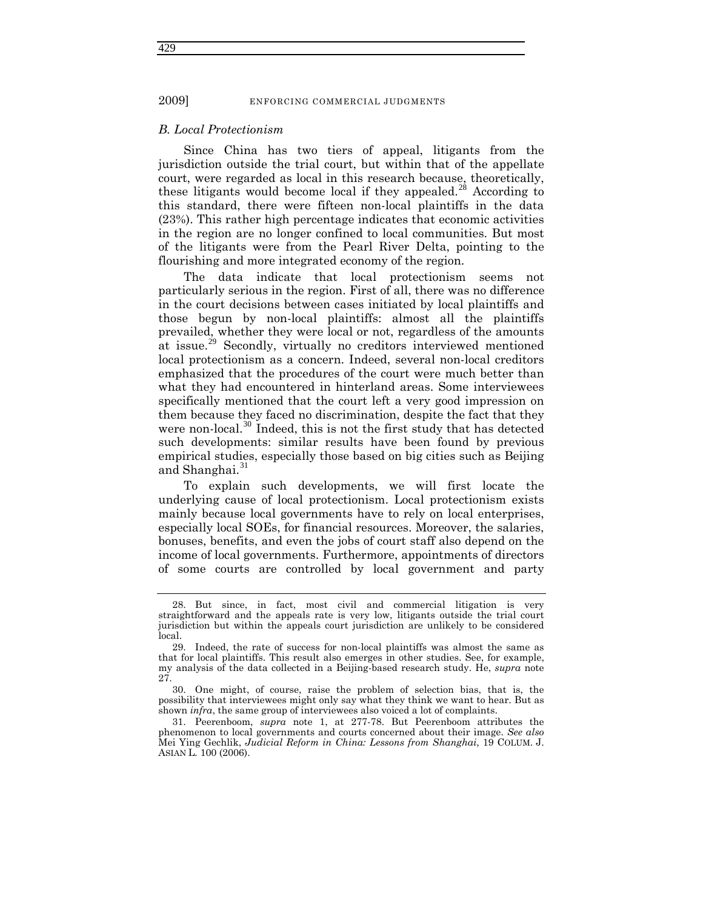### *B. Local Protectionism*

Since China has two tiers of appeal, litigants from the jurisdiction outside the trial court, but within that of the appellate court, were regarded as local in this research because, theoretically, these litigants would become local if they appealed.[28] According to this standard, there were fifteen non-local plaintiffs in the data (23%). This rather high percentage indicates that economic activities in the region are no longer confined to local communities. But most of the litigants were from the Pearl River Delta, pointing to the flourishing and more integrated economy of the region.

The data indicate that local protectionism seems not particularly serious in the region. First of all, there was no difference in the court decisions between cases initiated by local plaintiffs and those begun by non-local plaintiffs: almost all the plaintiffs prevailed, whether they were local or not, regardless of the amounts at issue.[29] Secondly, virtually no creditors interviewed mentioned local protectionism as a concern. Indeed, several non-local creditors emphasized that the procedures of the court were much better than what they had encountered in hinterland areas. Some interviewees specifically mentioned that the court left a very good impression on them because they faced no discrimination, despite the fact that they were non-local.[30] Indeed, this is not the first study that has detected such developments: similar results have been found by previous empirical studies, especially those based on big cities such as Beijing and Shanghai.[31]

To explain such developments, we will first locate the underlying cause of local protectionism. Local protectionism exists mainly because local governments have to rely on local enterprises, especially local SOEs, for financial resources. Moreover, the salaries, bonuses, benefits, and even the jobs of court staff also depend on the income of local governments. Furthermore, appointments of directors of some courts are controlled by local government and party

---

28. But since, in fact, most civil and commercial litigation is very straightforward and the appeals rate is very low, litigants outside the trial court jurisdiction but within the appeals court jurisdiction are unlikely to be considered local.

29. Indeed, the rate of success for non-local plaintiffs was almost the same as that for local plaintiffs. This result also emerges in other studies. See, for example, my analysis of the data collected in a Beijing-based research study. He, *supra* note 27.

30. One might, of course, raise the problem of selection bias, that is, the possibility that interviewees might only say what they think we want to hear. But as shown *infra*, the same group of interviewees also voiced a lot of complaints.

31. Peerenboom, *supra* note 1, at 277-78. But Peerenboom attributes the phenomenon to local governments and courts concerned about their image. *See also* Mei Ying Gechlik, *Judicial Reform in China: Lessons from Shanghai*, 19 COLUM. J. ASIAN L. 100 (2006).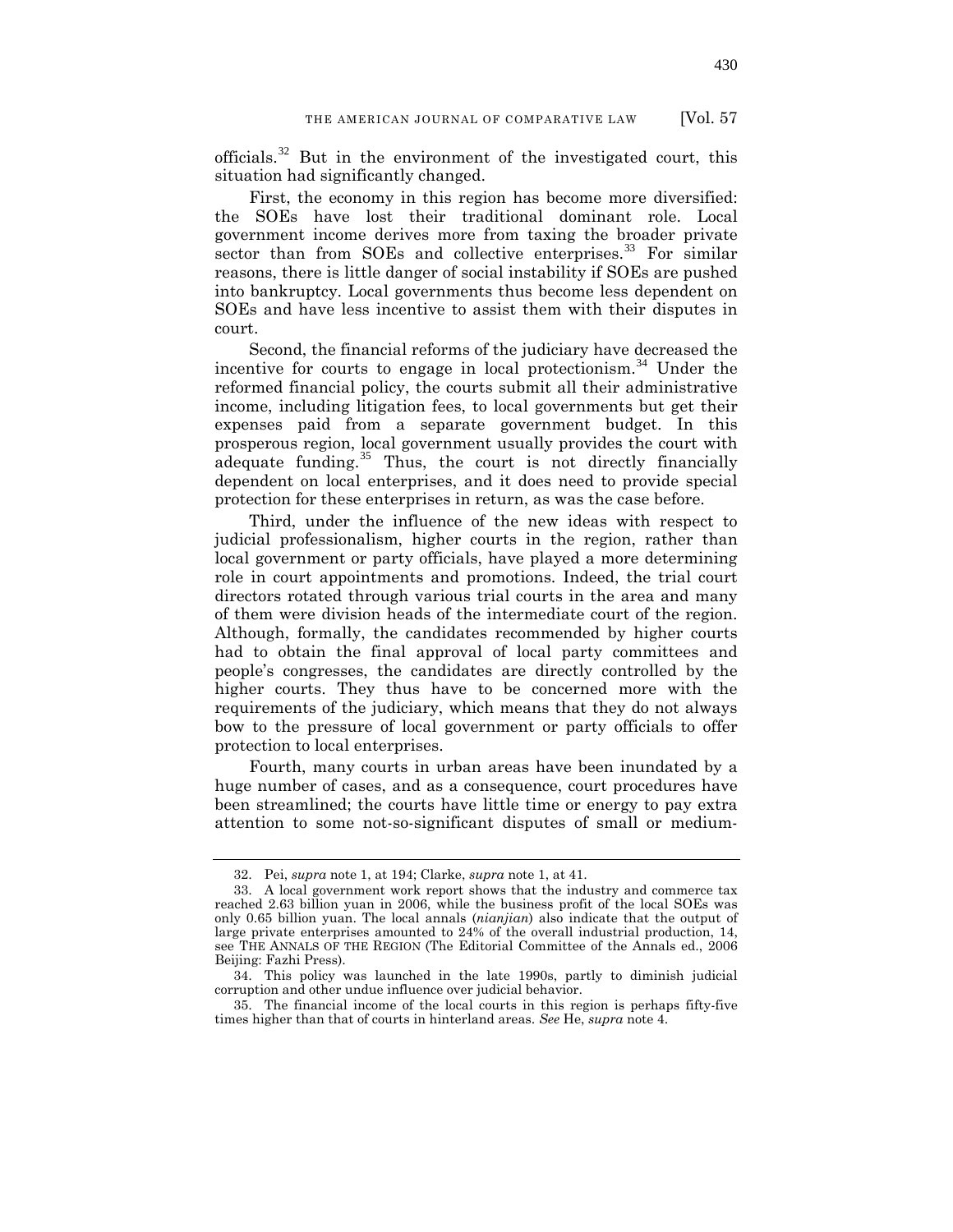officials.[32] But in the environment of the investigated court, this situation had significantly changed.

First, the economy in this region has become more diversified: the SOEs have lost their traditional dominant role. Local government income derives more from taxing the broader private sector than from SOEs and collective enterprises.[33] For similar reasons, there is little danger of social instability if SOEs are pushed into bankruptcy. Local governments thus become less dependent on SOEs and have less incentive to assist them with their disputes in court.

Second, the financial reforms of the judiciary have decreased the incentive for courts to engage in local protectionism.[34] Under the reformed financial policy, the courts submit all their administrative income, including litigation fees, to local governments but get their expenses paid from a separate government budget. In this prosperous region, local government usually provides the court with adequate funding.[35] Thus, the court is not directly financially dependent on local enterprises, and it does need to provide special protection for these enterprises in return, as was the case before.

Third, under the influence of the new ideas with respect to judicial professionalism, higher courts in the region, rather than local government or party officials, have played a more determining role in court appointments and promotions. Indeed, the trial court directors rotated through various trial courts in the area and many of them were division heads of the intermediate court of the region. Although, formally, the candidates recommended by higher courts had to obtain the final approval of local party committees and people's congresses, the candidates are directly controlled by the higher courts. They thus have to be concerned more with the requirements of the judiciary, which means that they do not always bow to the pressure of local government or party officials to offer protection to local enterprises.

Fourth, many courts in urban areas have been inundated by a huge number of cases, and as a consequence, court procedures have been streamlined; the courts have little time or energy to pay extra attention to some not-so-significant disputes of small or medium-

---

32. Pei, *supra* note 1, at 194; Clarke, *supra* note 1, at 41.

33. A local government work report shows that the industry and commerce tax reached 2.63 billion yuan in 2006, while the business profit of the local SOEs was only 0.65 billion yuan. The local annals (*nianjian*) also indicate that the output of large private enterprises amounted to 24% of the overall industrial production, 14, see THE ANNALS OF THE REGION (The Editorial Committee of the Annals ed., 2006 Beijing: Fazhi Press).

34. This policy was launched in the late 1990s, partly to diminish judicial corruption and other undue influence over judicial behavior.

35. The financial income of the local courts in this region is perhaps fifty-five times higher than that of courts in hinterland areas. *See* He, *supra* note 4.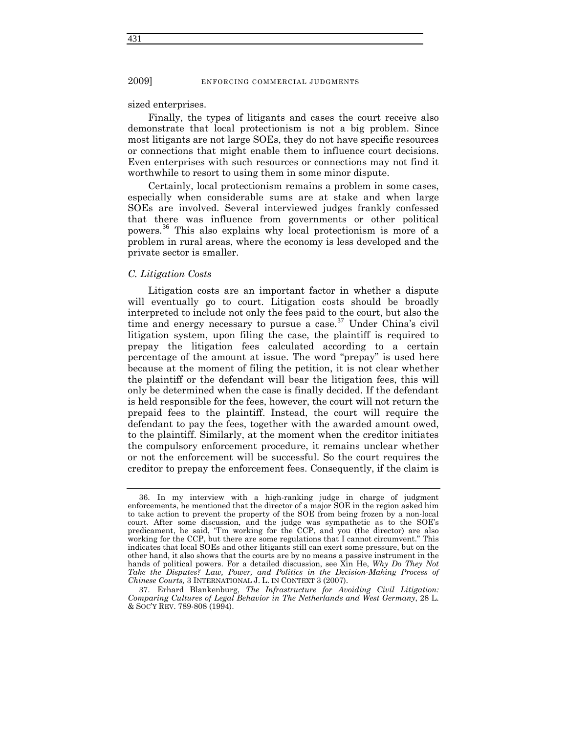sized enterprises.

Finally, the types of litigants and cases the court receive also demonstrate that local protectionism is not a big problem. Since most litigants are not large SOEs, they do not have specific resources or connections that might enable them to influence court decisions. Even enterprises with such resources or connections may not find it worthwhile to resort to using them in some minor dispute.

Certainly, local protectionism remains a problem in some cases, especially when considerable sums are at stake and when large SOEs are involved. Several interviewed judges frankly confessed that there was influence from governments or other political powers.[36] This also explains why local protectionism is more of a problem in rural areas, where the economy is less developed and the private sector is smaller.

### *C. Litigation Costs*

Litigation costs are an important factor in whether a dispute will eventually go to court. Litigation costs should be broadly interpreted to include not only the fees paid to the court, but also the time and energy necessary to pursue a case.[37] Under China's civil litigation system, upon filing the case, the plaintiff is required to prepay the litigation fees calculated according to a certain percentage of the amount at issue. The word "prepay" is used here because at the moment of filing the petition, it is not clear whether the plaintiff or the defendant will bear the litigation fees, this will only be determined when the case is finally decided. If the defendant is held responsible for the fees, however, the court will not return the prepaid fees to the plaintiff. Instead, the court will require the defendant to pay the fees, together with the awarded amount owed, to the plaintiff. Similarly, at the moment when the creditor initiates the compulsory enforcement procedure, it remains unclear whether or not the enforcement will be successful. So the court requires the creditor to prepay the enforcement fees. Consequently, if the claim is

---

36. In my interview with a high-ranking judge in charge of judgment enforcements, he mentioned that the director of a major SOE in the region asked him to take action to prevent the property of the SOE from being frozen by a non-local court. After some discussion, and the judge was sympathetic as to the SOE's predicament, he said, "I'm working for the CCP, and you (the director) are also working for the CCP, but there are some regulations that I cannot circumvent." This indicates that local SOEs and other litigants still can exert some pressure, but on the other hand, it also shows that the courts are by no means a passive instrument in the hands of political powers. For a detailed discussion, see Xin He, *Why Do They Not Take the Disputes? Law, Power, and Politics in the Decision-Making Process of Chinese Courts,* 3 INTERNATIONAL J. L. IN CONTEXT 3 (2007).

37. Erhard Blankenburg, *The Infrastructure for Avoiding Civil Litigation: Comparing Cultures of Legal Behavior in The Netherlands and West Germany*, 28 L. & SOC'Y REV. 789-808 (1994).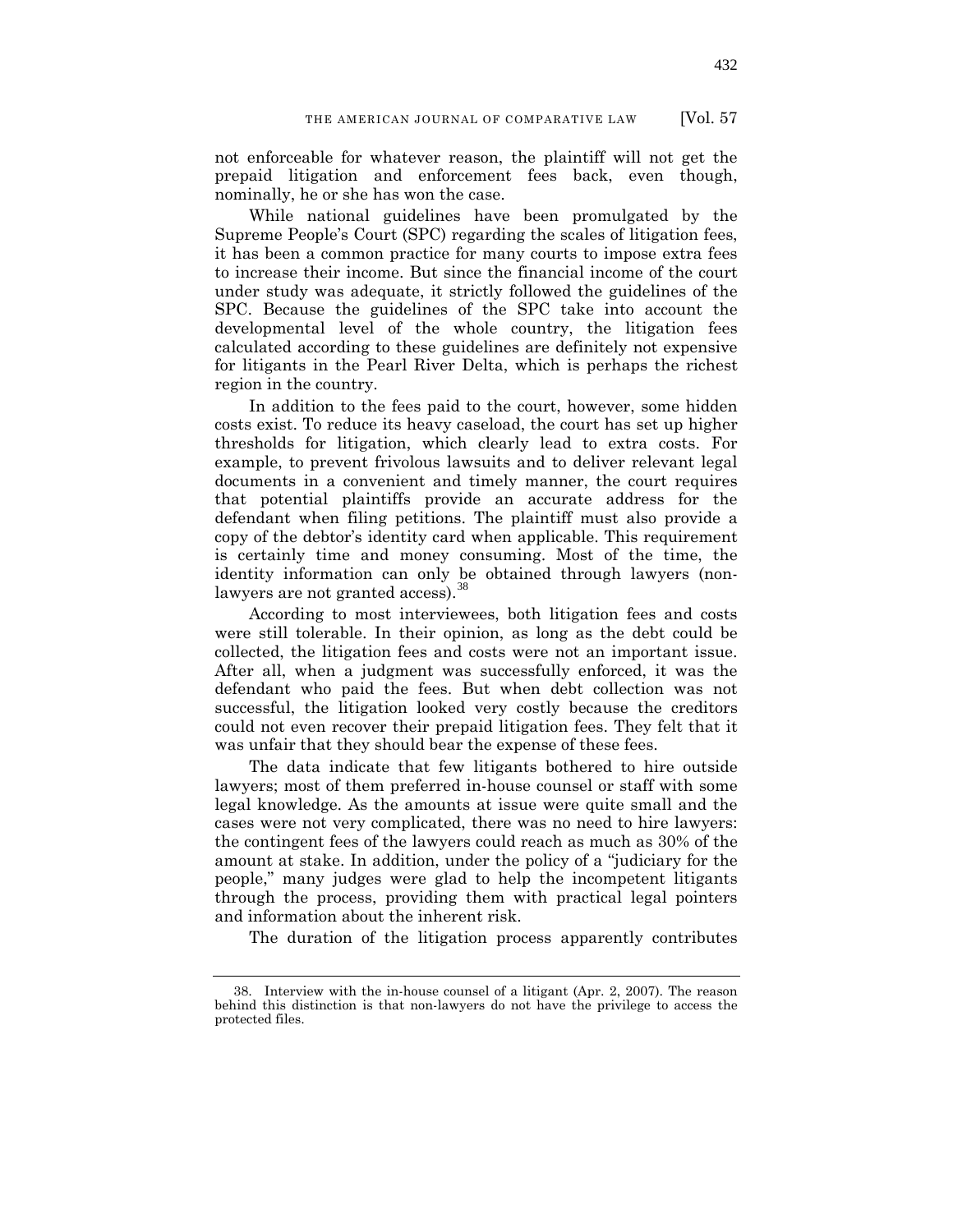not enforceable for whatever reason, the plaintiff will not get the prepaid litigation and enforcement fees back, even though, nominally, he or she has won the case.

While national guidelines have been promulgated by the Supreme People's Court (SPC) regarding the scales of litigation fees, it has been a common practice for many courts to impose extra fees to increase their income. But since the financial income of the court under study was adequate, it strictly followed the guidelines of the SPC. Because the guidelines of the SPC take into account the developmental level of the whole country, the litigation fees calculated according to these guidelines are definitely not expensive for litigants in the Pearl River Delta, which is perhaps the richest region in the country.

In addition to the fees paid to the court, however, some hidden costs exist. To reduce its heavy caseload, the court has set up higher thresholds for litigation, which clearly lead to extra costs. For example, to prevent frivolous lawsuits and to deliver relevant legal documents in a convenient and timely manner, the court requires that potential plaintiffs provide an accurate address for the defendant when filing petitions. The plaintiff must also provide a copy of the debtor's identity card when applicable. This requirement is certainly time and money consuming. Most of the time, the identity information can only be obtained through lawyers (non-lawyers are not granted access).[38]

According to most interviewees, both litigation fees and costs were still tolerable. In their opinion, as long as the debt could be collected, the litigation fees and costs were not an important issue. After all, when a judgment was successfully enforced, it was the defendant who paid the fees. But when debt collection was not successful, the litigation looked very costly because the creditors could not even recover their prepaid litigation fees. They felt that it was unfair that they should bear the expense of these fees.

The data indicate that few litigants bothered to hire outside lawyers; most of them preferred in-house counsel or staff with some legal knowledge. As the amounts at issue were quite small and the cases were not very complicated, there was no need to hire lawyers: the contingent fees of the lawyers could reach as much as 30% of the amount at stake. In addition, under the policy of a "judiciary for the people," many judges were glad to help the incompetent litigants through the process, providing them with practical legal pointers and information about the inherent risk.

The duration of the litigation process apparently contributes

38. Interview with the in-house counsel of a litigant (Apr. 2, 2007). The reason behind this distinction is that non-lawyers do not have the privilege to access the protected files.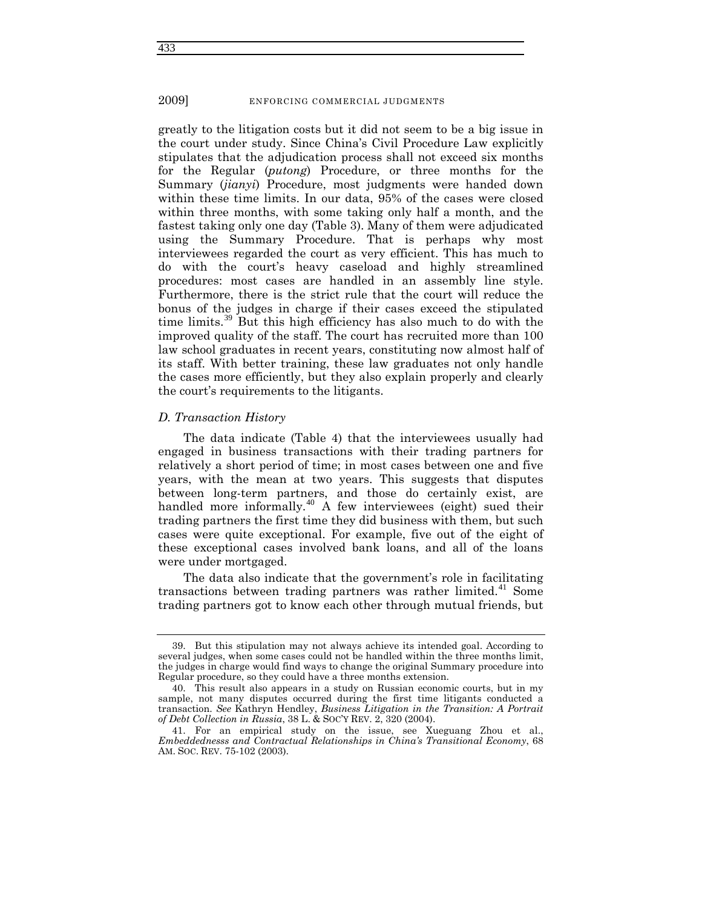greatly to the litigation costs but it did not seem to be a big issue in the court under study. Since China's Civil Procedure Law explicitly stipulates that the adjudication process shall not exceed six months for the Regular (*putong*) Procedure, or three months for the Summary (*jianyi*) Procedure, most judgments were handed down within these time limits. In our data, 95% of the cases were closed within three months, with some taking only half a month, and the fastest taking only one day (Table 3). Many of them were adjudicated using the Summary Procedure. That is perhaps why most interviewees regarded the court as very efficient. This has much to do with the court's heavy caseload and highly streamlined procedures: most cases are handled in an assembly line style. Furthermore, there is the strict rule that the court will reduce the bonus of the judges in charge if their cases exceed the stipulated time limits.[39] But this high efficiency has also much to do with the improved quality of the staff. The court has recruited more than 100 law school graduates in recent years, constituting now almost half of its staff. With better training, these law graduates not only handle the cases more efficiently, but they also explain properly and clearly the court's requirements to the litigants.

### *D. Transaction History*

The data indicate (Table 4) that the interviewees usually had engaged in business transactions with their trading partners for relatively a short period of time; in most cases between one and five years, with the mean at two years. This suggests that disputes between long-term partners, and those do certainly exist, are handled more informally.[40] A few interviewees (eight) sued their trading partners the first time they did business with them, but such cases were quite exceptional. For example, five out of the eight of these exceptional cases involved bank loans, and all of the loans were under mortgaged.

The data also indicate that the government's role in facilitating transactions between trading partners was rather limited.[41] Some trading partners got to know each other through mutual friends, but

---

39. But this stipulation may not always achieve its intended goal. According to several judges, when some cases could not be handled within the three months limit, the judges in charge would find ways to change the original Summary procedure into Regular procedure, so they could have a three months extension.

40. This result also appears in a study on Russian economic courts, but in my sample, not many disputes occurred during the first time litigants conducted a transaction. *See* Kathryn Hendley, *Business Litigation in the Transition: A Portrait of Debt Collection in Russia*, 38 L. & SOC'Y REV. 2, 320 (2004).

41. For an empirical study on the issue, see Xueguang Zhou et al., *Embeddednesss and Contractual Relationships in China's Transitional Economy*, 68 AM. SOC. REV. 75-102 (2003).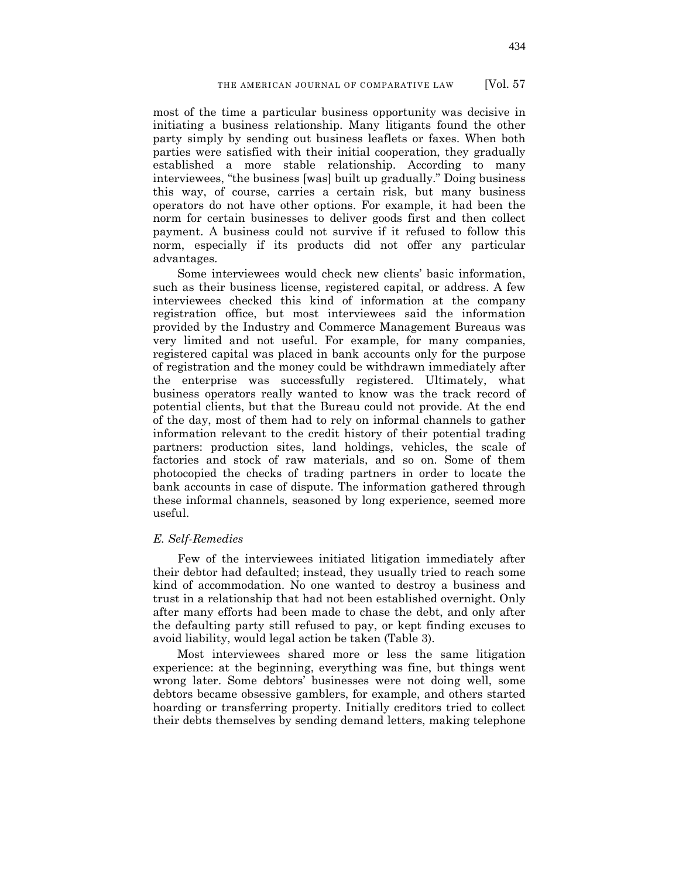most of the time a particular business opportunity was decisive in initiating a business relationship. Many litigants found the other party simply by sending out business leaflets or faxes. When both parties were satisfied with their initial cooperation, they gradually established a more stable relationship. According to many interviewees, "the business [was] built up gradually." Doing business this way, of course, carries a certain risk, but many business operators do not have other options. For example, it had been the norm for certain businesses to deliver goods first and then collect payment. A business could not survive if it refused to follow this norm, especially if its products did not offer any particular advantages.

Some interviewees would check new clients' basic information, such as their business license, registered capital, or address. A few interviewees checked this kind of information at the company registration office, but most interviewees said the information provided by the Industry and Commerce Management Bureaus was very limited and not useful. For example, for many companies, registered capital was placed in bank accounts only for the purpose of registration and the money could be withdrawn immediately after the enterprise was successfully registered. Ultimately, what business operators really wanted to know was the track record of potential clients, but that the Bureau could not provide. At the end of the day, most of them had to rely on informal channels to gather information relevant to the credit history of their potential trading partners: production sites, land holdings, vehicles, the scale of factories and stock of raw materials, and so on. Some of them photocopied the checks of trading partners in order to locate the bank accounts in case of dispute. The information gathered through these informal channels, seasoned by long experience, seemed more useful.

### *E. Self-Remedies*

Few of the interviewees initiated litigation immediately after their debtor had defaulted; instead, they usually tried to reach some kind of accommodation. No one wanted to destroy a business and trust in a relationship that had not been established overnight. Only after many efforts had been made to chase the debt, and only after the defaulting party still refused to pay, or kept finding excuses to avoid liability, would legal action be taken (Table 3).

Most interviewees shared more or less the same litigation experience: at the beginning, everything was fine, but things went wrong later. Some debtors' businesses were not doing well, some debtors became obsessive gamblers, for example, and others started hoarding or transferring property. Initially creditors tried to collect their debts themselves by sending demand letters, making telephone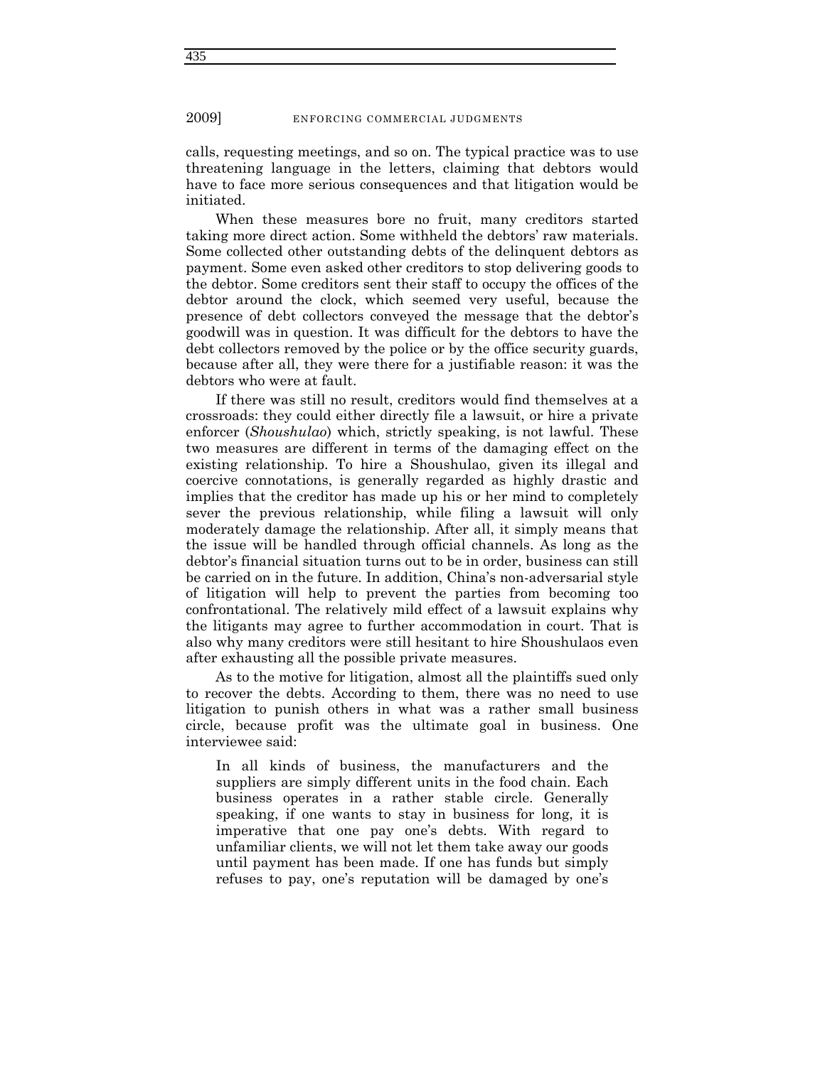calls, requesting meetings, and so on. The typical practice was to use threatening language in the letters, claiming that debtors would have to face more serious consequences and that litigation would be initiated.

When these measures bore no fruit, many creditors started taking more direct action. Some withheld the debtors' raw materials. Some collected other outstanding debts of the delinquent debtors as payment. Some even asked other creditors to stop delivering goods to the debtor. Some creditors sent their staff to occupy the offices of the debtor around the clock, which seemed very useful, because the presence of debt collectors conveyed the message that the debtor's goodwill was in question. It was difficult for the debtors to have the debt collectors removed by the police or by the office security guards, because after all, they were there for a justifiable reason: it was the debtors who were at fault.

If there was still no result, creditors would find themselves at a crossroads: they could either directly file a lawsuit, or hire a private enforcer (*Shoushulao*) which, strictly speaking, is not lawful. These two measures are different in terms of the damaging effect on the existing relationship. To hire a Shoushulao, given its illegal and coercive connotations, is generally regarded as highly drastic and implies that the creditor has made up his or her mind to completely sever the previous relationship, while filing a lawsuit will only moderately damage the relationship. After all, it simply means that the issue will be handled through official channels. As long as the debtor's financial situation turns out to be in order, business can still be carried on in the future. In addition, China's non-adversarial style of litigation will help to prevent the parties from becoming too confrontational. The relatively mild effect of a lawsuit explains why the litigants may agree to further accommodation in court. That is also why many creditors were still hesitant to hire Shoushulaos even after exhausting all the possible private measures.

As to the motive for litigation, almost all the plaintiffs sued only to recover the debts. According to them, there was no need to use litigation to punish others in what was a rather small business circle, because profit was the ultimate goal in business. One interviewee said:

> In all kinds of business, the manufacturers and the suppliers are simply different units in the food chain. Each business operates in a rather stable circle. Generally speaking, if one wants to stay in business for long, it is imperative that one pay one's debts. With regard to unfamiliar clients, we will not let them take away our goods until payment has been made. If one has funds but simply refuses to pay, one's reputation will be damaged by one's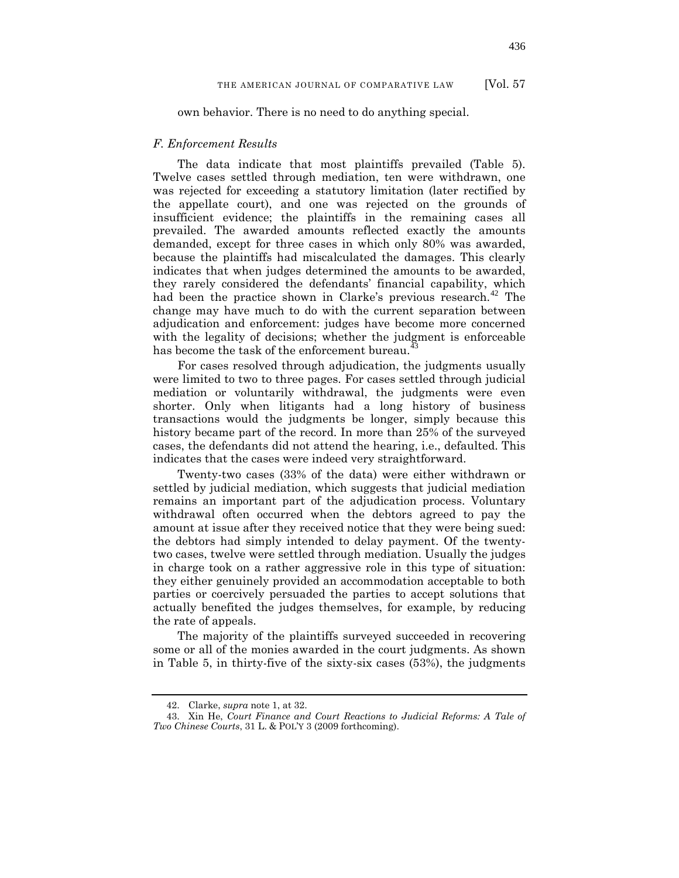own behavior. There is no need to do anything special.

### *F. Enforcement Results*

The data indicate that most plaintiffs prevailed (Table 5). Twelve cases settled through mediation, ten were withdrawn, one was rejected for exceeding a statutory limitation (later rectified by the appellate court), and one was rejected on the grounds of insufficient evidence; the plaintiffs in the remaining cases all prevailed. The awarded amounts reflected exactly the amounts demanded, except for three cases in which only 80% was awarded, because the plaintiffs had miscalculated the damages. This clearly indicates that when judges determined the amounts to be awarded, they rarely considered the defendants' financial capability, which had been the practice shown in Clarke's previous research.[42] The change may have much to do with the current separation between adjudication and enforcement: judges have become more concerned with the legality of decisions; whether the judgment is enforceable has become the task of the enforcement bureau.[43]

For cases resolved through adjudication, the judgments usually were limited to two to three pages. For cases settled through judicial mediation or voluntarily withdrawal, the judgments were even shorter. Only when litigants had a long history of business transactions would the judgments be longer, simply because this history became part of the record. In more than 25% of the surveyed cases, the defendants did not attend the hearing, i.e., defaulted. This indicates that the cases were indeed very straightforward.

Twenty-two cases (33% of the data) were either withdrawn or settled by judicial mediation, which suggests that judicial mediation remains an important part of the adjudication process. Voluntary withdrawal often occurred when the debtors agreed to pay the amount at issue after they received notice that they were being sued: the debtors had simply intended to delay payment. Of the twenty-two cases, twelve were settled through mediation. Usually the judges in charge took on a rather aggressive role in this type of situation: they either genuinely provided an accommodation acceptable to both parties or coercively persuaded the parties to accept solutions that actually benefited the judges themselves, for example, by reducing the rate of appeals.

The majority of the plaintiffs surveyed succeeded in recovering some or all of the monies awarded in the court judgments. As shown in Table 5, in thirty-five of the sixty-six cases (53%), the judgments

---

42. Clarke, *supra* note 1, at 32.

43. Xin He, *Court Finance and Court Reactions to Judicial Reforms: A Tale of Two Chinese Courts*, 31 L. & POL'Y 3 (2009 forthcoming).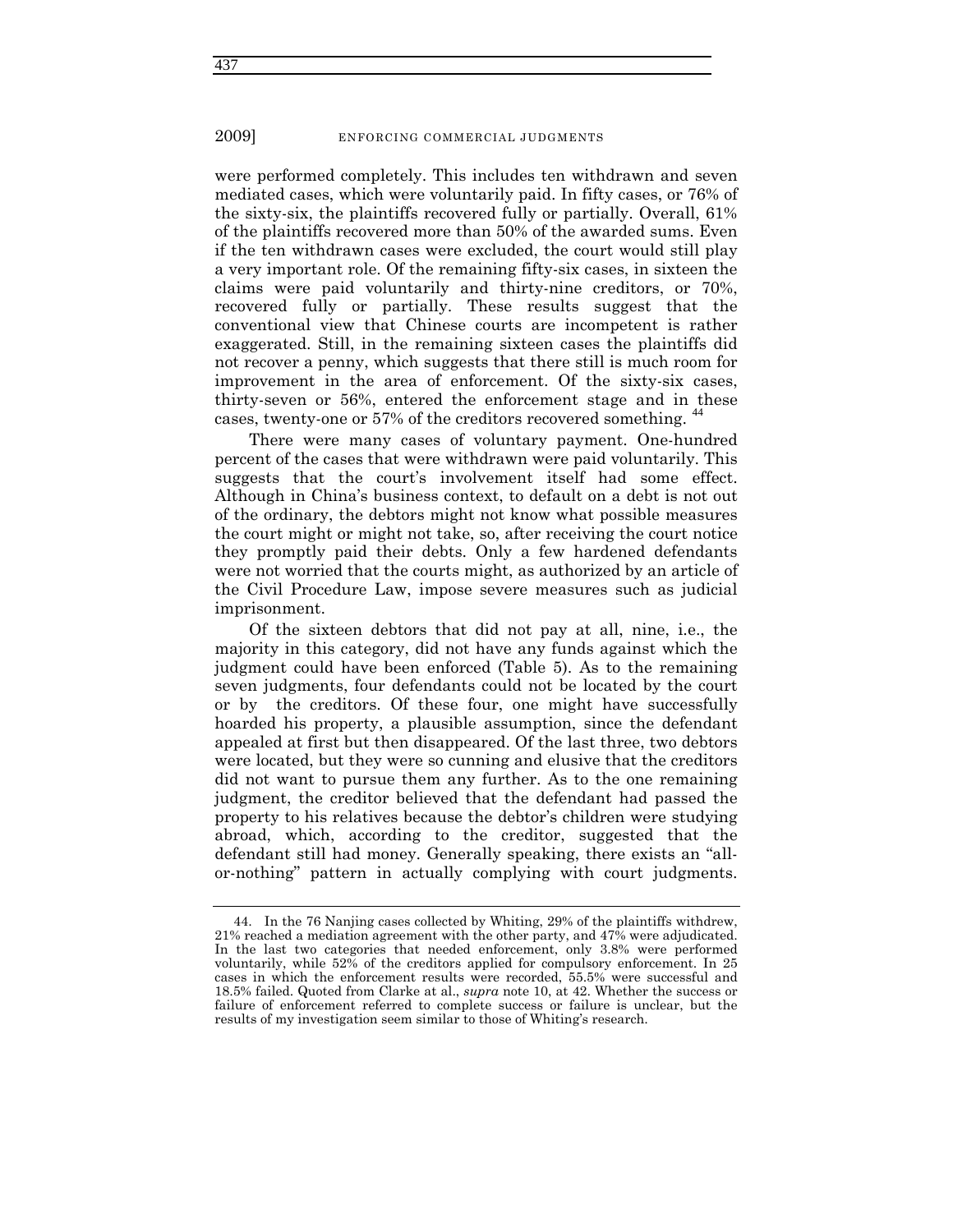were performed completely. This includes ten withdrawn and seven mediated cases, which were voluntarily paid. In fifty cases, or 76% of the sixty-six, the plaintiffs recovered fully or partially. Overall, 61% of the plaintiffs recovered more than 50% of the awarded sums. Even if the ten withdrawn cases were excluded, the court would still play a very important role. Of the remaining fifty-six cases, in sixteen the claims were paid voluntarily and thirty-nine creditors, or 70%, recovered fully or partially. These results suggest that the conventional view that Chinese courts are incompetent is rather exaggerated. Still, in the remaining sixteen cases the plaintiffs did not recover a penny, which suggests that there still is much room for improvement in the area of enforcement. Of the sixty-six cases, thirty-seven or 56%, entered the enforcement stage and in these cases, twenty-one or 57% of the creditors recovered something. [44]

There were many cases of voluntary payment. One-hundred percent of the cases that were withdrawn were paid voluntarily. This suggests that the court's involvement itself had some effect. Although in China's business context, to default on a debt is not out of the ordinary, the debtors might not know what possible measures the court might or might not take, so, after receiving the court notice they promptly paid their debts. Only a few hardened defendants were not worried that the courts might, as authorized by an article of the Civil Procedure Law, impose severe measures such as judicial imprisonment.

Of the sixteen debtors that did not pay at all, nine, i.e., the majority in this category, did not have any funds against which the judgment could have been enforced (Table 5). As to the remaining seven judgments, four defendants could not be located by the court or by the creditors. Of these four, one might have successfully hoarded his property, a plausible assumption, since the defendant appealed at first but then disappeared. Of the last three, two debtors were located, but they were so cunning and elusive that the creditors did not want to pursue them any further. As to the one remaining judgment, the creditor believed that the defendant had passed the property to his relatives because the debtor's children were studying abroad, which, according to the creditor, suggested that the defendant still had money. Generally speaking, there exists an "all-or-nothing" pattern in actually complying with court judgments.

44. In the 76 Nanjing cases collected by Whiting, 29% of the plaintiffs withdrew, 21% reached a mediation agreement with the other party, and 47% were adjudicated. In the last two categories that needed enforcement, only 3.8% were performed voluntarily, while 52% of the creditors applied for compulsory enforcement. In 25 cases in which the enforcement results were recorded, 55.5% were successful and 18.5% failed. Quoted from Clarke at al., *supra* note 10, at 42. Whether the success or failure of enforcement referred to complete success or failure is unclear, but the results of my investigation seem similar to those of Whiting's research.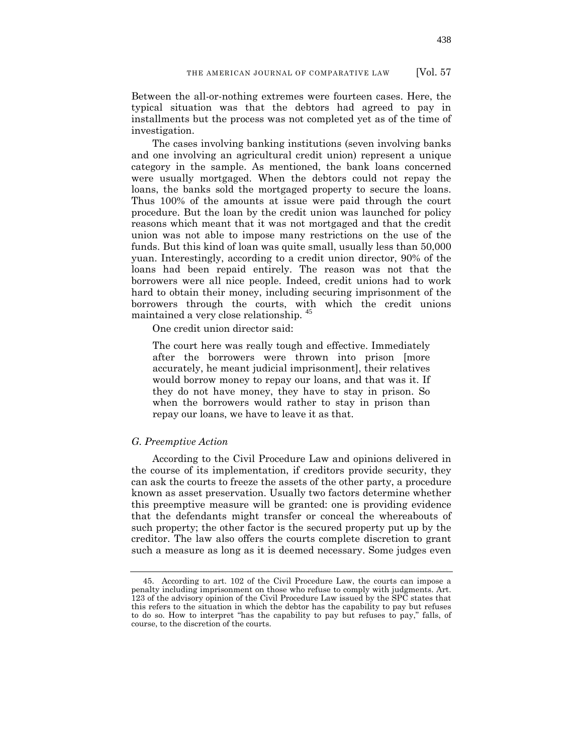Between the all-or-nothing extremes were fourteen cases. Here, the typical situation was that the debtors had agreed to pay in installments but the process was not completed yet as of the time of investigation.

The cases involving banking institutions (seven involving banks and one involving an agricultural credit union) represent a unique category in the sample. As mentioned, the bank loans concerned were usually mortgaged. When the debtors could not repay the loans, the banks sold the mortgaged property to secure the loans. Thus 100% of the amounts at issue were paid through the court procedure. But the loan by the credit union was launched for policy reasons which meant that it was not mortgaged and that the credit union was not able to impose many restrictions on the use of the funds. But this kind of loan was quite small, usually less than 50,000 yuan. Interestingly, according to a credit union director, 90% of the loans had been repaid entirely. The reason was not that the borrowers were all nice people. Indeed, credit unions had to work hard to obtain their money, including securing imprisonment of the borrowers through the courts, with which the credit unions maintained a very close relationship. [45]

One credit union director said:

> The court here was really tough and effective. Immediately after the borrowers were thrown into prison [more accurately, he meant judicial imprisonment], their relatives would borrow money to repay our loans, and that was it. If they do not have money, they have to stay in prison. So when the borrowers would rather to stay in prison than repay our loans, we have to leave it as that.

### *G. Preemptive Action*

According to the Civil Procedure Law and opinions delivered in the course of its implementation, if creditors provide security, they can ask the courts to freeze the assets of the other party, a procedure known as asset preservation. Usually two factors determine whether this preemptive measure will be granted: one is providing evidence that the defendants might transfer or conceal the whereabouts of such property; the other factor is the secured property put up by the creditor. The law also offers the courts complete discretion to grant such a measure as long as it is deemed necessary. Some judges even

---

45. According to art. 102 of the Civil Procedure Law, the courts can impose a penalty including imprisonment on those who refuse to comply with judgments. Art. 123 of the advisory opinion of the Civil Procedure Law issued by the SPC states that this refers to the situation in which the debtor has the capability to pay but refuses to do so. How to interpret "has the capability to pay but refuses to pay," falls, of course, to the discretion of the courts.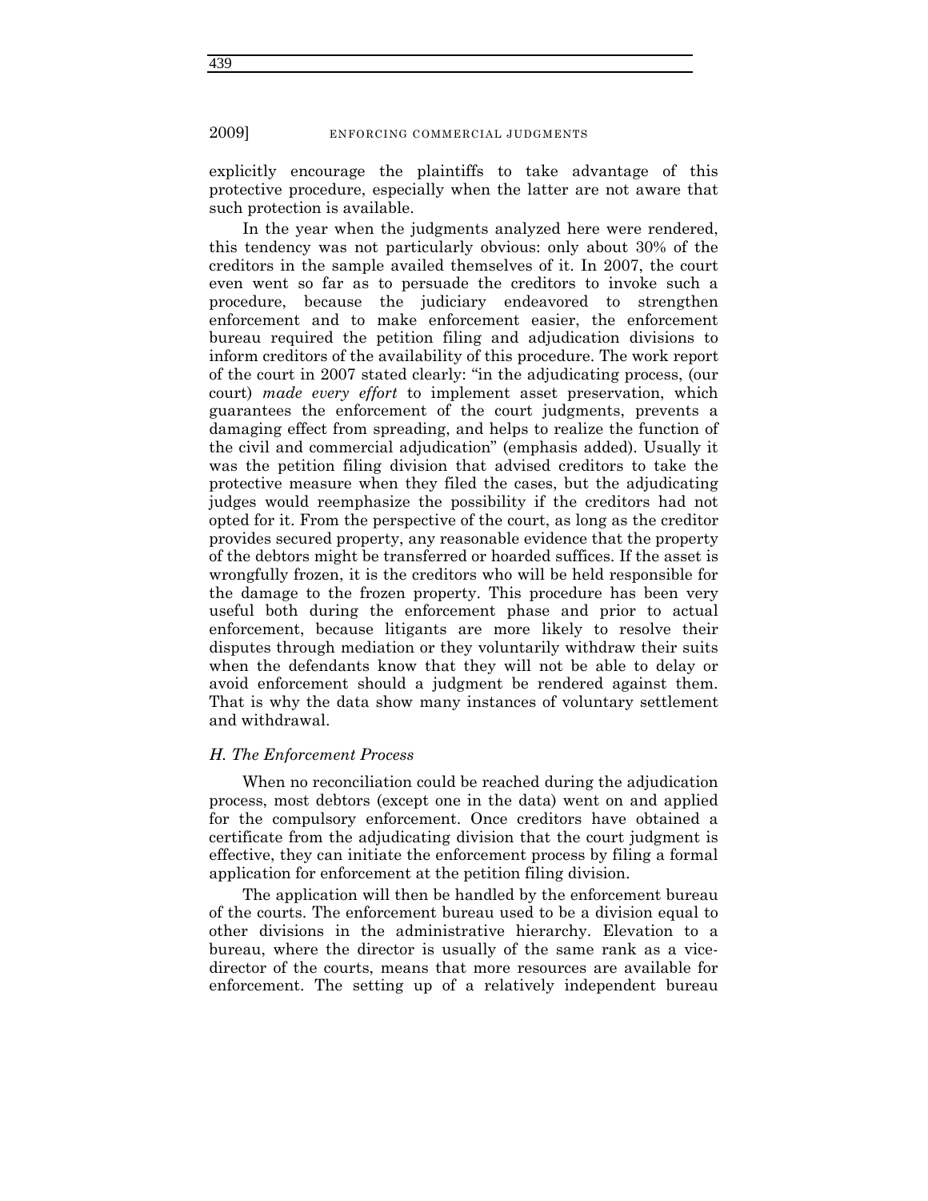explicitly encourage the plaintiffs to take advantage of this protective procedure, especially when the latter are not aware that such protection is available.

In the year when the judgments analyzed here were rendered, this tendency was not particularly obvious: only about 30% of the creditors in the sample availed themselves of it. In 2007, the court even went so far as to persuade the creditors to invoke such a procedure, because the judiciary endeavored to strengthen enforcement and to make enforcement easier, the enforcement bureau required the petition filing and adjudication divisions to inform creditors of the availability of this procedure. The work report of the court in 2007 stated clearly: "in the adjudicating process, (our court) *made every effort* to implement asset preservation, which guarantees the enforcement of the court judgments, prevents a damaging effect from spreading, and helps to realize the function of the civil and commercial adjudication" (emphasis added). Usually it was the petition filing division that advised creditors to take the protective measure when they filed the cases, but the adjudicating judges would reemphasize the possibility if the creditors had not opted for it. From the perspective of the court, as long as the creditor provides secured property, any reasonable evidence that the property of the debtors might be transferred or hoarded suffices. If the asset is wrongfully frozen, it is the creditors who will be held responsible for the damage to the frozen property. This procedure has been very useful both during the enforcement phase and prior to actual enforcement, because litigants are more likely to resolve their disputes through mediation or they voluntarily withdraw their suits when the defendants know that they will not be able to delay or avoid enforcement should a judgment be rendered against them. That is why the data show many instances of voluntary settlement and withdrawal.

### *H. The Enforcement Process*

When no reconciliation could be reached during the adjudication process, most debtors (except one in the data) went on and applied for the compulsory enforcement. Once creditors have obtained a certificate from the adjudicating division that the court judgment is effective, they can initiate the enforcement process by filing a formal application for enforcement at the petition filing division.

The application will then be handled by the enforcement bureau of the courts. The enforcement bureau used to be a division equal to other divisions in the administrative hierarchy. Elevation to a bureau, where the director is usually of the same rank as a vice-director of the courts, means that more resources are available for enforcement. The setting up of a relatively independent bureau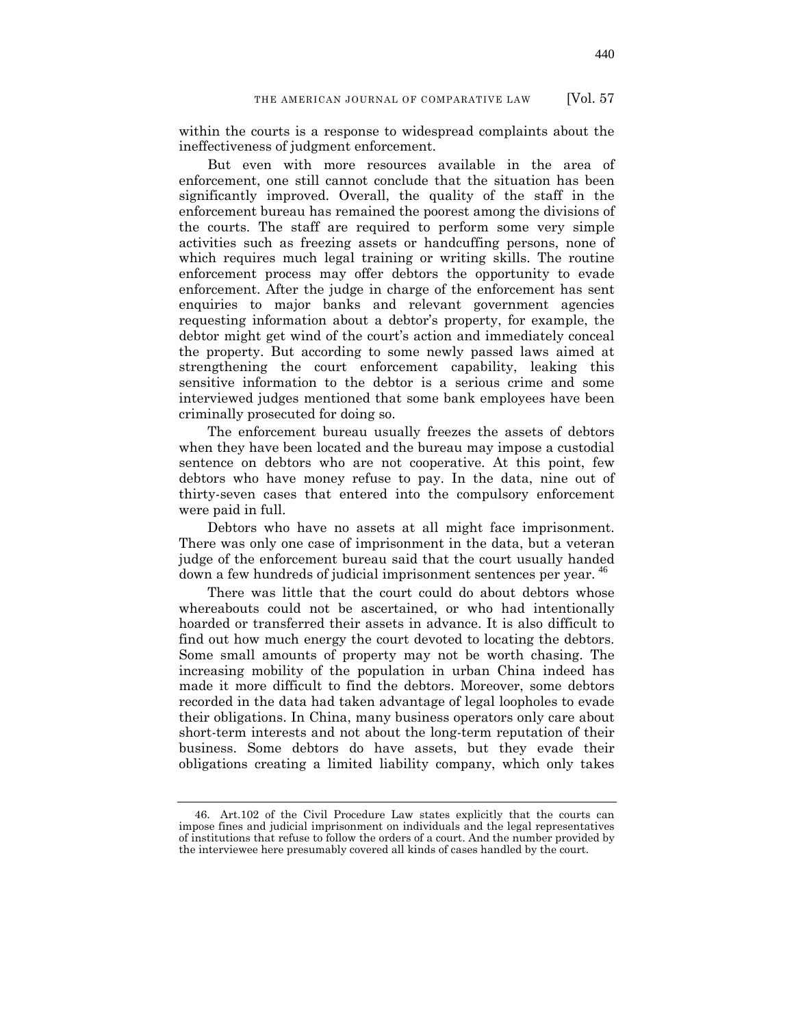within the courts is a response to widespread complaints about the ineffectiveness of judgment enforcement.

But even with more resources available in the area of enforcement, one still cannot conclude that the situation has been significantly improved. Overall, the quality of the staff in the enforcement bureau has remained the poorest among the divisions of the courts. The staff are required to perform some very simple activities such as freezing assets or handcuffing persons, none of which requires much legal training or writing skills. The routine enforcement process may offer debtors the opportunity to evade enforcement. After the judge in charge of the enforcement has sent enquiries to major banks and relevant government agencies requesting information about a debtor's property, for example, the debtor might get wind of the court's action and immediately conceal the property. But according to some newly passed laws aimed at strengthening the court enforcement capability, leaking this sensitive information to the debtor is a serious crime and some interviewed judges mentioned that some bank employees have been criminally prosecuted for doing so.

The enforcement bureau usually freezes the assets of debtors when they have been located and the bureau may impose a custodial sentence on debtors who are not cooperative. At this point, few debtors who have money refuse to pay. In the data, nine out of thirty-seven cases that entered into the compulsory enforcement were paid in full.

Debtors who have no assets at all might face imprisonment. There was only one case of imprisonment in the data, but a veteran judge of the enforcement bureau said that the court usually handed down a few hundreds of judicial imprisonment sentences per year. [46]

There was little that the court could do about debtors whose whereabouts could not be ascertained, or who had intentionally hoarded or transferred their assets in advance. It is also difficult to find out how much energy the court devoted to locating the debtors. Some small amounts of property may not be worth chasing. The increasing mobility of the population in urban China indeed has made it more difficult to find the debtors. Moreover, some debtors recorded in the data had taken advantage of legal loopholes to evade their obligations. In China, many business operators only care about short-term interests and not about the long-term reputation of their business. Some debtors do have assets, but they evade their obligations creating a limited liability company, which only takes

---

46. Art.102 of the Civil Procedure Law states explicitly that the courts can impose fines and judicial imprisonment on individuals and the legal representatives of institutions that refuse to follow the orders of a court. And the number provided by the interviewee here presumably covered all kinds of cases handled by the court.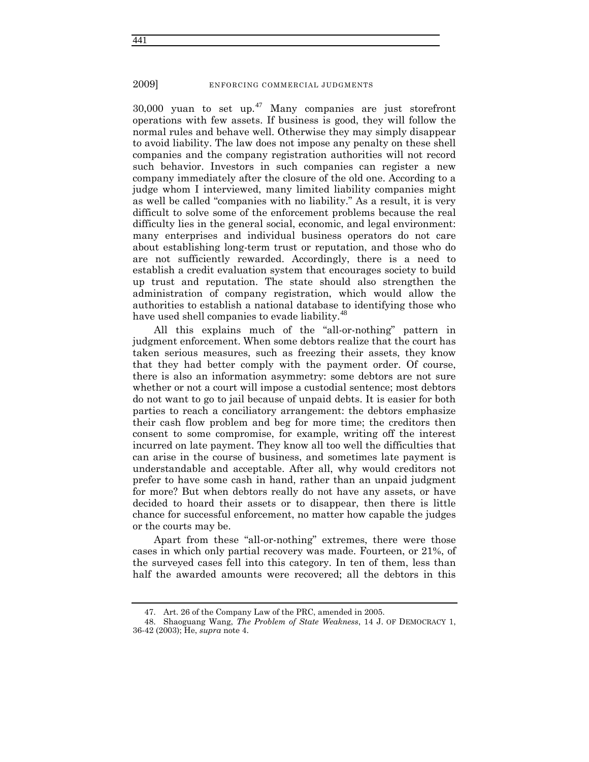30,000 yuan to set up.[47] Many companies are just storefront operations with few assets. If business is good, they will follow the normal rules and behave well. Otherwise they may simply disappear to avoid liability. The law does not impose any penalty on these shell companies and the company registration authorities will not record such behavior. Investors in such companies can register a new company immediately after the closure of the old one. According to a judge whom I interviewed, many limited liability companies might as well be called "companies with no liability." As a result, it is very difficult to solve some of the enforcement problems because the real difficulty lies in the general social, economic, and legal environment: many enterprises and individual business operators do not care about establishing long-term trust or reputation, and those who do are not sufficiently rewarded. Accordingly, there is a need to establish a credit evaluation system that encourages society to build up trust and reputation. The state should also strengthen the administration of company registration, which would allow the authorities to establish a national database to identifying those who have used shell companies to evade liability.[48]

All this explains much of the "all-or-nothing" pattern in judgment enforcement. When some debtors realize that the court has taken serious measures, such as freezing their assets, they know that they had better comply with the payment order. Of course, there is also an information asymmetry: some debtors are not sure whether or not a court will impose a custodial sentence; most debtors do not want to go to jail because of unpaid debts. It is easier for both parties to reach a conciliatory arrangement: the debtors emphasize their cash flow problem and beg for more time; the creditors then consent to some compromise, for example, writing off the interest incurred on late payment. They know all too well the difficulties that can arise in the course of business, and sometimes late payment is understandable and acceptable. After all, why would creditors not prefer to have some cash in hand, rather than an unpaid judgment for more? But when debtors really do not have any assets, or have decided to hoard their assets or to disappear, then there is little chance for successful enforcement, no matter how capable the judges or the courts may be.

Apart from these "all-or-nothing" extremes, there were those cases in which only partial recovery was made. Fourteen, or 21%, of the surveyed cases fell into this category. In ten of them, less than half the awarded amounts were recovered; all the debtors in this

---

47. Art. 26 of the Company Law of the PRC, amended in 2005.

48. Shaoguang Wang, *The Problem of State Weakness*, 14 J. OF DEMOCRACY 1, 36-42 (2003); He, *supra* note 4.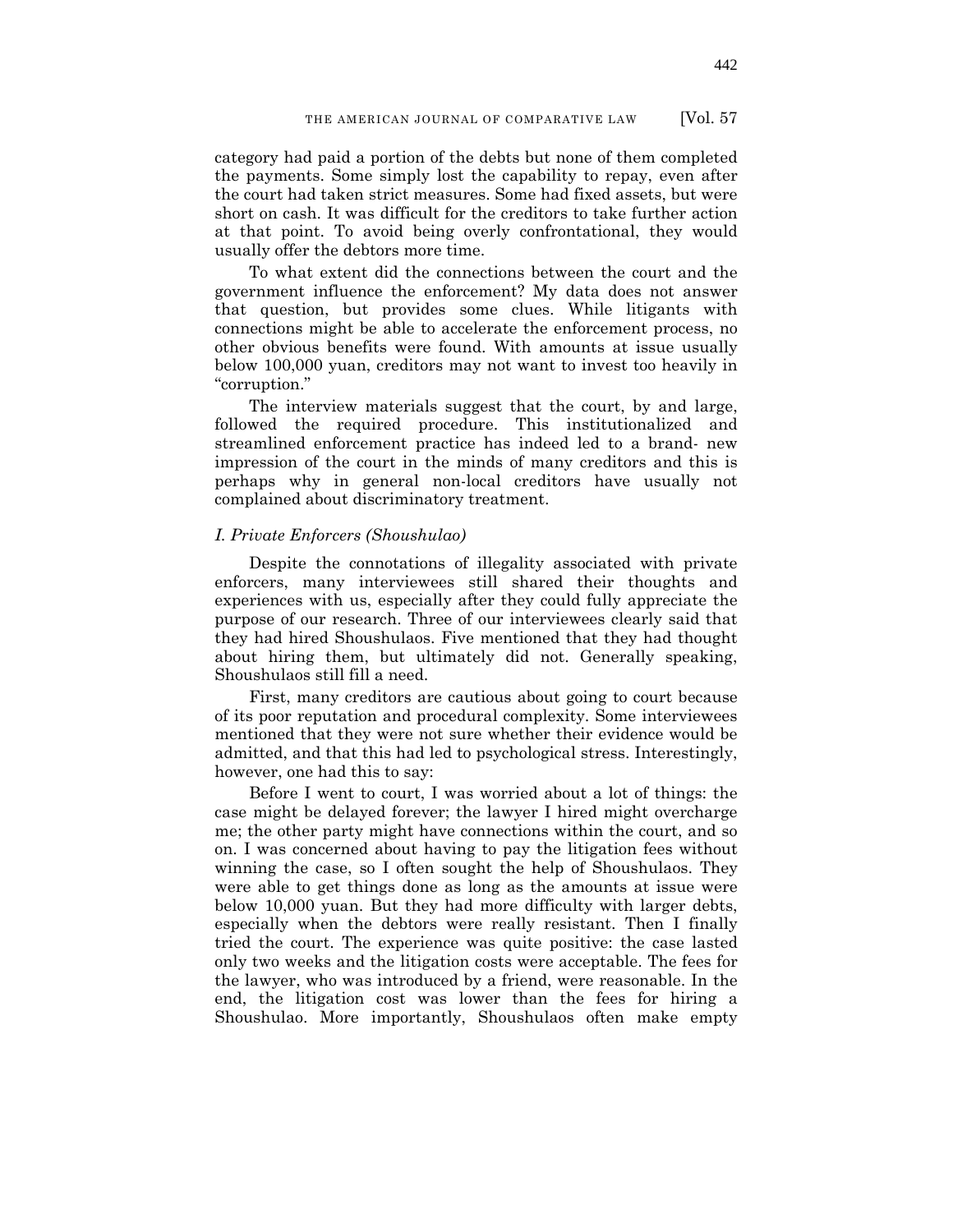category had paid a portion of the debts but none of them completed the payments. Some simply lost the capability to repay, even after the court had taken strict measures. Some had fixed assets, but were short on cash. It was difficult for the creditors to take further action at that point. To avoid being overly confrontational, they would usually offer the debtors more time.

To what extent did the connections between the court and the government influence the enforcement? My data does not answer that question, but provides some clues. While litigants with connections might be able to accelerate the enforcement process, no other obvious benefits were found. With amounts at issue usually below 100,000 yuan, creditors may not want to invest too heavily in "corruption."

The interview materials suggest that the court, by and large, followed the required procedure. This institutionalized and streamlined enforcement practice has indeed led to a brand- new impression of the court in the minds of many creditors and this is perhaps why in general non-local creditors have usually not complained about discriminatory treatment.

### *I. Private Enforcers (Shoushulao)*

Despite the connotations of illegality associated with private enforcers, many interviewees still shared their thoughts and experiences with us, especially after they could fully appreciate the purpose of our research. Three of our interviewees clearly said that they had hired Shoushulaos. Five mentioned that they had thought about hiring them, but ultimately did not. Generally speaking, Shoushulaos still fill a need.

First, many creditors are cautious about going to court because of its poor reputation and procedural complexity. Some interviewees mentioned that they were not sure whether their evidence would be admitted, and that this had led to psychological stress. Interestingly, however, one had this to say:

Before I went to court, I was worried about a lot of things: the case might be delayed forever; the lawyer I hired might overcharge me; the other party might have connections within the court, and so on. I was concerned about having to pay the litigation fees without winning the case, so I often sought the help of Shoushulaos. They were able to get things done as long as the amounts at issue were below 10,000 yuan. But they had more difficulty with larger debts, especially when the debtors were really resistant. Then I finally tried the court. The experience was quite positive: the case lasted only two weeks and the litigation costs were acceptable. The fees for the lawyer, who was introduced by a friend, were reasonable. In the end, the litigation cost was lower than the fees for hiring a Shoushulao. More importantly, Shoushulaos often make empty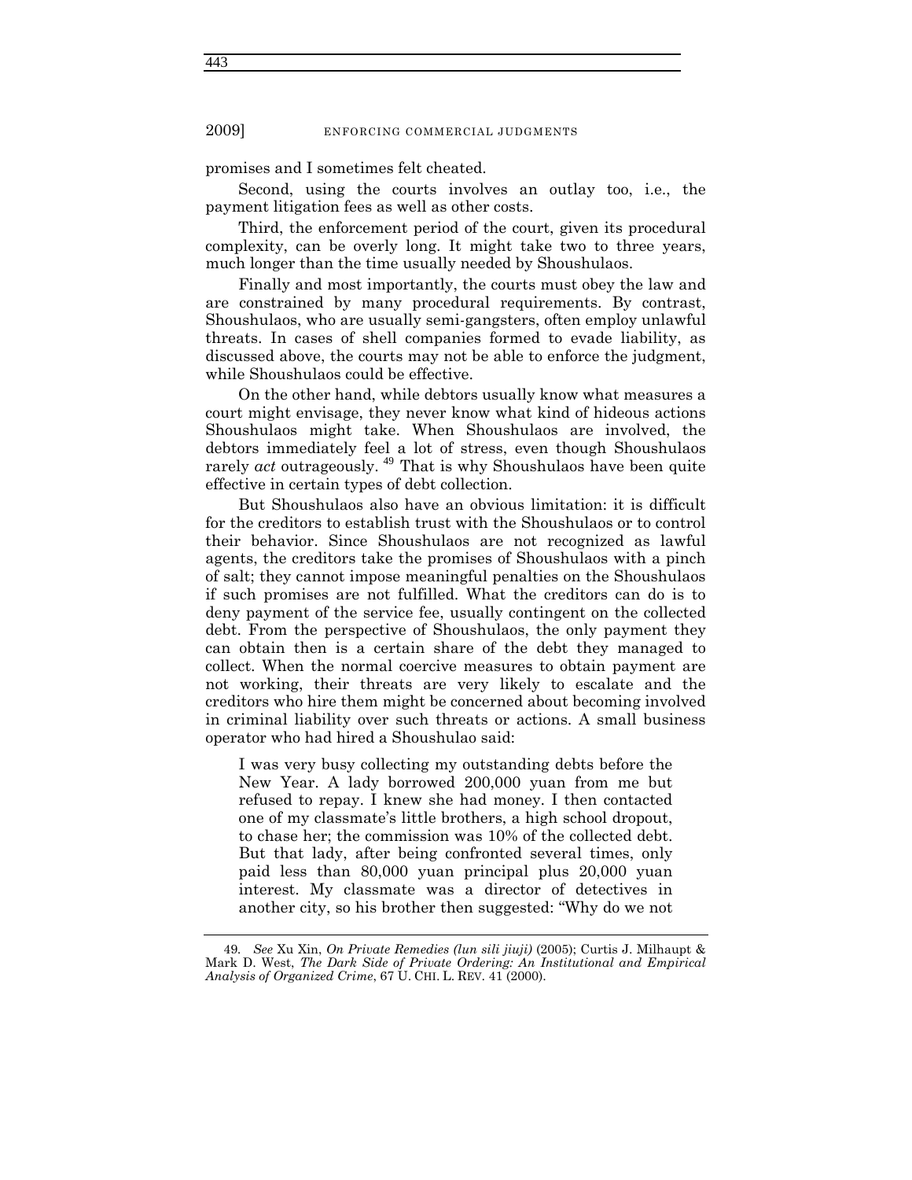promises and I sometimes felt cheated.

Second, using the courts involves an outlay too, i.e., the payment litigation fees as well as other costs.

Third, the enforcement period of the court, given its procedural complexity, can be overly long. It might take two to three years, much longer than the time usually needed by Shoushulaos.

Finally and most importantly, the courts must obey the law and are constrained by many procedural requirements. By contrast, Shoushulaos, who are usually semi-gangsters, often employ unlawful threats. In cases of shell companies formed to evade liability, as discussed above, the courts may not be able to enforce the judgment, while Shoushulaos could be effective.

On the other hand, while debtors usually know what measures a court might envisage, they never know what kind of hideous actions Shoushulaos might take. When Shoushulaos are involved, the debtors immediately feel a lot of stress, even though Shoushulaos rarely *act* outrageously. [49] That is why Shoushulaos have been quite effective in certain types of debt collection.

But Shoushulaos also have an obvious limitation: it is difficult for the creditors to establish trust with the Shoushulaos or to control their behavior. Since Shoushulaos are not recognized as lawful agents, the creditors take the promises of Shoushulaos with a pinch of salt; they cannot impose meaningful penalties on the Shoushulaos if such promises are not fulfilled. What the creditors can do is to deny payment of the service fee, usually contingent on the collected debt. From the perspective of Shoushulaos, the only payment they can obtain then is a certain share of the debt they managed to collect. When the normal coercive measures to obtain payment are not working, their threats are very likely to escalate and the creditors who hire them might be concerned about becoming involved in criminal liability over such threats or actions. A small business operator who had hired a Shoushulao said:

> I was very busy collecting my outstanding debts before the New Year. A lady borrowed 200,000 yuan from me but refused to repay. I knew she had money. I then contacted one of my classmate's little brothers, a high school dropout, to chase her; the commission was 10% of the collected debt. But that lady, after being confronted several times, only paid less than 80,000 yuan principal plus 20,000 yuan interest. My classmate was a director of detectives in another city, so his brother then suggested: "Why do we not

---

49. *See* Xu Xin, *On Private Remedies (lun sili jiuji)* (2005); Curtis J. Milhaupt & Mark D. West, *The Dark Side of Private Ordering: An Institutional and Empirical Analysis of Organized Crime*, 67 U. CHI. L. REV. 41 (2000).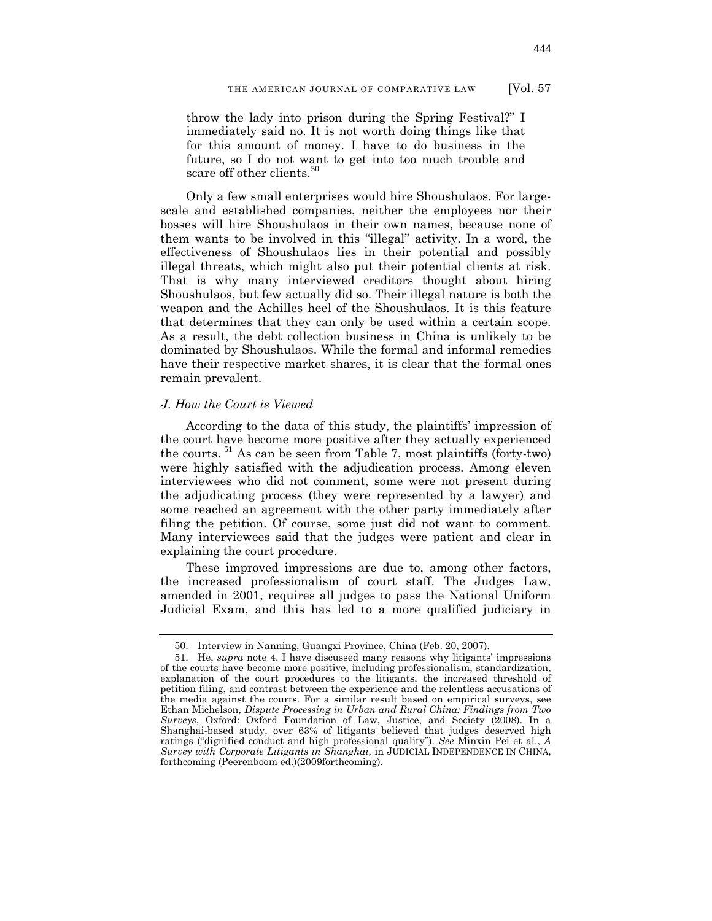throw the lady into prison during the Spring Festival?" I immediately said no. It is not worth doing things like that for this amount of money. I have to do business in the future, so I do not want to get into too much trouble and scare off other clients.[50]

Only a few small enterprises would hire Shoushulaos. For large-scale and established companies, neither the employees nor their bosses will hire Shoushulaos in their own names, because none of them wants to be involved in this "illegal" activity. In a word, the effectiveness of Shoushulaos lies in their potential and possibly illegal threats, which might also put their potential clients at risk. That is why many interviewed creditors thought about hiring Shoushulaos, but few actually did so. Their illegal nature is both the weapon and the Achilles heel of the Shoushulaos. It is this feature that determines that they can only be used within a certain scope. As a result, the debt collection business in China is unlikely to be dominated by Shoushulaos. While the formal and informal remedies have their respective market shares, it is clear that the formal ones remain prevalent.

### *J. How the Court is Viewed*

According to the data of this study, the plaintiffs' impression of the court have become more positive after they actually experienced the courts.[51] As can be seen from Table 7, most plaintiffs (forty-two) were highly satisfied with the adjudication process. Among eleven interviewees who did not comment, some were not present during the adjudicating process (they were represented by a lawyer) and some reached an agreement with the other party immediately after filing the petition. Of course, some just did not want to comment. Many interviewees said that the judges were patient and clear in explaining the court procedure.

These improved impressions are due to, among other factors, the increased professionalism of court staff. The Judges Law, amended in 2001, requires all judges to pass the National Uniform Judicial Exam, and this has led to a more qualified judiciary in

---

50. Interview in Nanning, Guangxi Province, China (Feb. 20, 2007).

51. He, *supra* note 4. I have discussed many reasons why litigants' impressions of the courts have become more positive, including professionalism, standardization, explanation of the court procedures to the litigants, the increased threshold of petition filing, and contrast between the experience and the relentless accusations of the media against the courts. For a similar result based on empirical surveys, see Ethan Michelson, *Dispute Processing in Urban and Rural China: Findings from Two Surveys*, Oxford: Oxford Foundation of Law, Justice, and Society (2008). In a Shanghai-based study, over 63% of litigants believed that judges deserved high ratings ("dignified conduct and high professional quality"). *See* Minxin Pei et al., *A Survey with Corporate Litigants in Shanghai,* in JUDICIAL INDEPENDENCE IN CHINA, forthcoming (Peerenboom ed.)(2009forthcoming).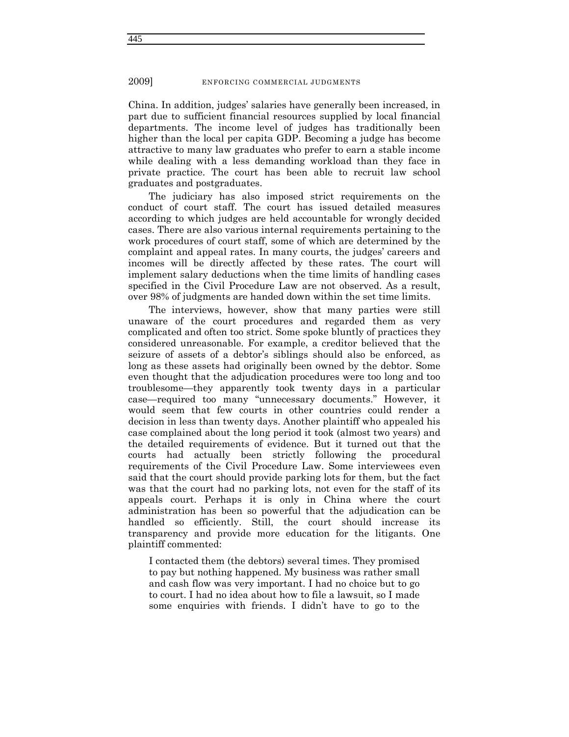China. In addition, judges' salaries have generally been increased, in part due to sufficient financial resources supplied by local financial departments. The income level of judges has traditionally been higher than the local per capita GDP. Becoming a judge has become attractive to many law graduates who prefer to earn a stable income while dealing with a less demanding workload than they face in private practice. The court has been able to recruit law school graduates and postgraduates.

The judiciary has also imposed strict requirements on the conduct of court staff. The court has issued detailed measures according to which judges are held accountable for wrongly decided cases. There are also various internal requirements pertaining to the work procedures of court staff, some of which are determined by the complaint and appeal rates. In many courts, the judges' careers and incomes will be directly affected by these rates. The court will implement salary deductions when the time limits of handling cases specified in the Civil Procedure Law are not observed. As a result, over 98% of judgments are handed down within the set time limits.

The interviews, however, show that many parties were still unaware of the court procedures and regarded them as very complicated and often too strict. Some spoke bluntly of practices they considered unreasonable. For example, a creditor believed that the seizure of assets of a debtor's siblings should also be enforced, as long as these assets had originally been owned by the debtor. Some even thought that the adjudication procedures were too long and too troublesome—they apparently took twenty days in a particular case—required too many "unnecessary documents." However, it would seem that few courts in other countries could render a decision in less than twenty days. Another plaintiff who appealed his case complained about the long period it took (almost two years) and the detailed requirements of evidence. But it turned out that the courts had actually been strictly following the procedural requirements of the Civil Procedure Law. Some interviewees even said that the court should provide parking lots for them, but the fact was that the court had no parking lots, not even for the staff of its appeals court. Perhaps it is only in China where the court administration has been so powerful that the adjudication can be handled so efficiently. Still, the court should increase its transparency and provide more education for the litigants. One plaintiff commented:

> I contacted them (the debtors) several times. They promised to pay but nothing happened. My business was rather small and cash flow was very important. I had no choice but to go to court. I had no idea about how to file a lawsuit, so I made some enquiries with friends. I didn't have to go to the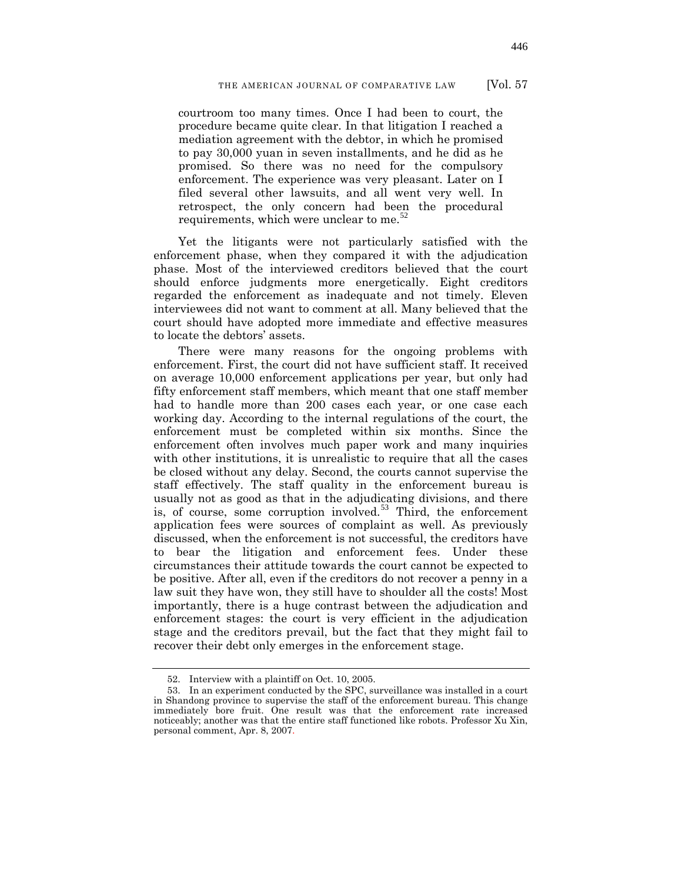> courtroom too many times. Once I had been to court, the procedure became quite clear. In that litigation I reached a mediation agreement with the debtor, in which he promised to pay 30,000 yuan in seven installments, and he did as he promised. So there was no need for the compulsory enforcement. The experience was very pleasant. Later on I filed several other lawsuits, and all went very well. In retrospect, the only concern had been the procedural requirements, which were unclear to me.[52]

Yet the litigants were not particularly satisfied with the enforcement phase, when they compared it with the adjudication phase. Most of the interviewed creditors believed that the court should enforce judgments more energetically. Eight creditors regarded the enforcement as inadequate and not timely. Eleven interviewees did not want to comment at all. Many believed that the court should have adopted more immediate and effective measures to locate the debtors' assets.

There were many reasons for the ongoing problems with enforcement. First, the court did not have sufficient staff. It received on average 10,000 enforcement applications per year, but only had fifty enforcement staff members, which meant that one staff member had to handle more than 200 cases each year, or one case each working day. According to the internal regulations of the court, the enforcement must be completed within six months. Since the enforcement often involves much paper work and many inquiries with other institutions, it is unrealistic to require that all the cases be closed without any delay. Second, the courts cannot supervise the staff effectively. The staff quality in the enforcement bureau is usually not as good as that in the adjudicating divisions, and there is, of course, some corruption involved.[53] Third, the enforcement application fees were sources of complaint as well. As previously discussed, when the enforcement is not successful, the creditors have to bear the litigation and enforcement fees. Under these circumstances their attitude towards the court cannot be expected to be positive. After all, even if the creditors do not recover a penny in a law suit they have won, they still have to shoulder all the costs! Most importantly, there is a huge contrast between the adjudication and enforcement stages: the court is very efficient in the adjudication stage and the creditors prevail, but the fact that they might fail to recover their debt only emerges in the enforcement stage.

---

52. Interview with a plaintiff on Oct. 10, 2005.

53. In an experiment conducted by the SPC, surveillance was installed in a court in Shandong province to supervise the staff of the enforcement bureau. This change immediately bore fruit. One result was that the enforcement rate increased noticeably; another was that the entire staff functioned like robots. Professor Xu Xin, personal comment, Apr. 8, 2007.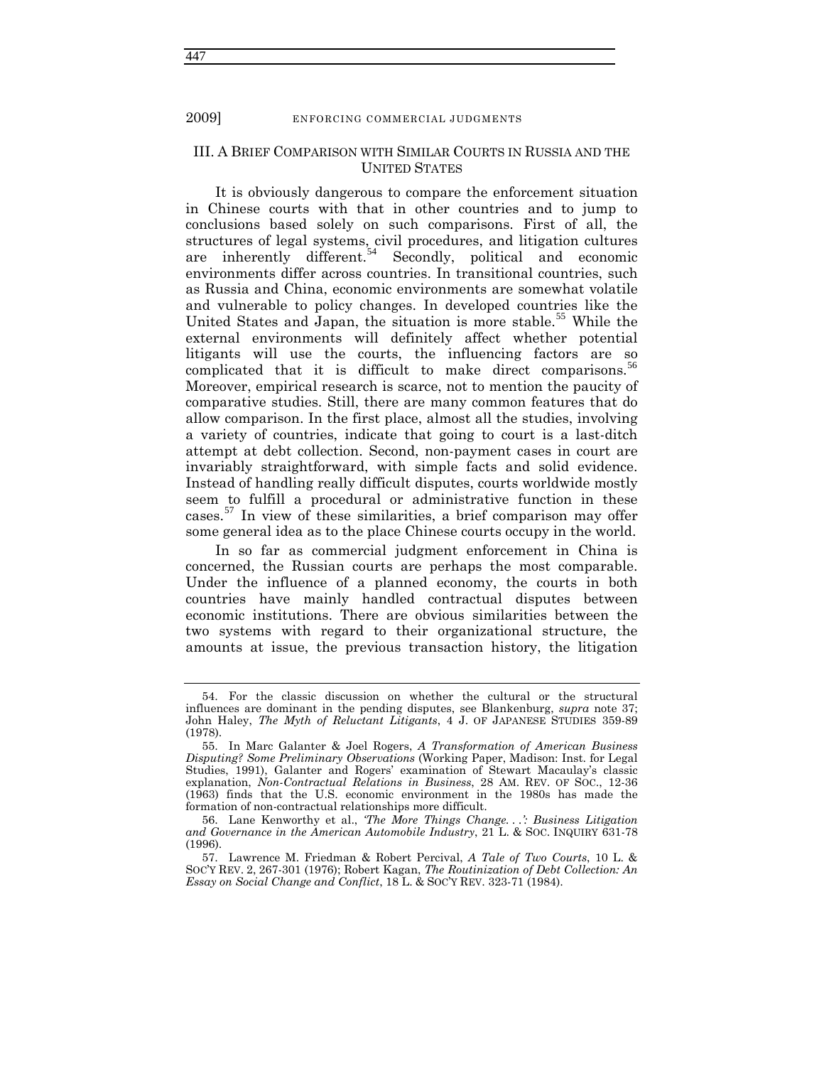## III. A BRIEF COMPARISON WITH SIMILAR COURTS IN RUSSIA AND THE UNITED STATES

It is obviously dangerous to compare the enforcement situation in Chinese courts with that in other countries and to jump to conclusions based solely on such comparisons. First of all, the structures of legal systems, civil procedures, and litigation cultures are inherently different.[54] Secondly, political and economic environments differ across countries. In transitional countries, such as Russia and China, economic environments are somewhat volatile and vulnerable to policy changes. In developed countries like the United States and Japan, the situation is more stable.[55] While the external environments will definitely affect whether potential litigants will use the courts, the influencing factors are so complicated that it is difficult to make direct comparisons.[56] Moreover, empirical research is scarce, not to mention the paucity of comparative studies. Still, there are many common features that do allow comparison. In the first place, almost all the studies, involving a variety of countries, indicate that going to court is a last-ditch attempt at debt collection. Second, non-payment cases in court are invariably straightforward, with simple facts and solid evidence. Instead of handling really difficult disputes, courts worldwide mostly seem to fulfill a procedural or administrative function in these cases.[57] In view of these similarities, a brief comparison may offer some general idea as to the place Chinese courts occupy in the world.

In so far as commercial judgment enforcement in China is concerned, the Russian courts are perhaps the most comparable. Under the influence of a planned economy, the courts in both countries have mainly handled contractual disputes between economic institutions. There are obvious similarities between the two systems with regard to their organizational structure, the amounts at issue, the previous transaction history, the litigation

---

54. For the classic discussion on whether the cultural or the structural influences are dominant in the pending disputes, see Blankenburg, *supra* note 37; John Haley, *The Myth of Reluctant Litigants*, 4 J. OF JAPANESE STUDIES 359-89 (1978).

55. In Marc Galanter & Joel Rogers, *A Transformation of American Business Disputing? Some Preliminary Observations* (Working Paper, Madison: Inst. for Legal Studies, 1991), Galanter and Rogers' examination of Stewart Macaulay's classic explanation, *Non-Contractual Relations in Business*, 28 AM. REV. OF SOC., 12-36 (1963) finds that the U.S. economic environment in the 1980s has made the formation of non-contractual relationships more difficult.

56. Lane Kenworthy et al., *'The More Things Change. . .': Business Litigation and Governance in the American Automobile Industry*, 21 L. & SOC. INQUIRY 631-78 (1996).

57. Lawrence M. Friedman & Robert Percival, *A Tale of Two Courts*, 10 L. & SOC'Y REV. 2, 267-301 (1976); Robert Kagan, *The Routinization of Debt Collection: An Essay on Social Change and Conflict*, 18 L. & SOC'Y REV. 323-71 (1984).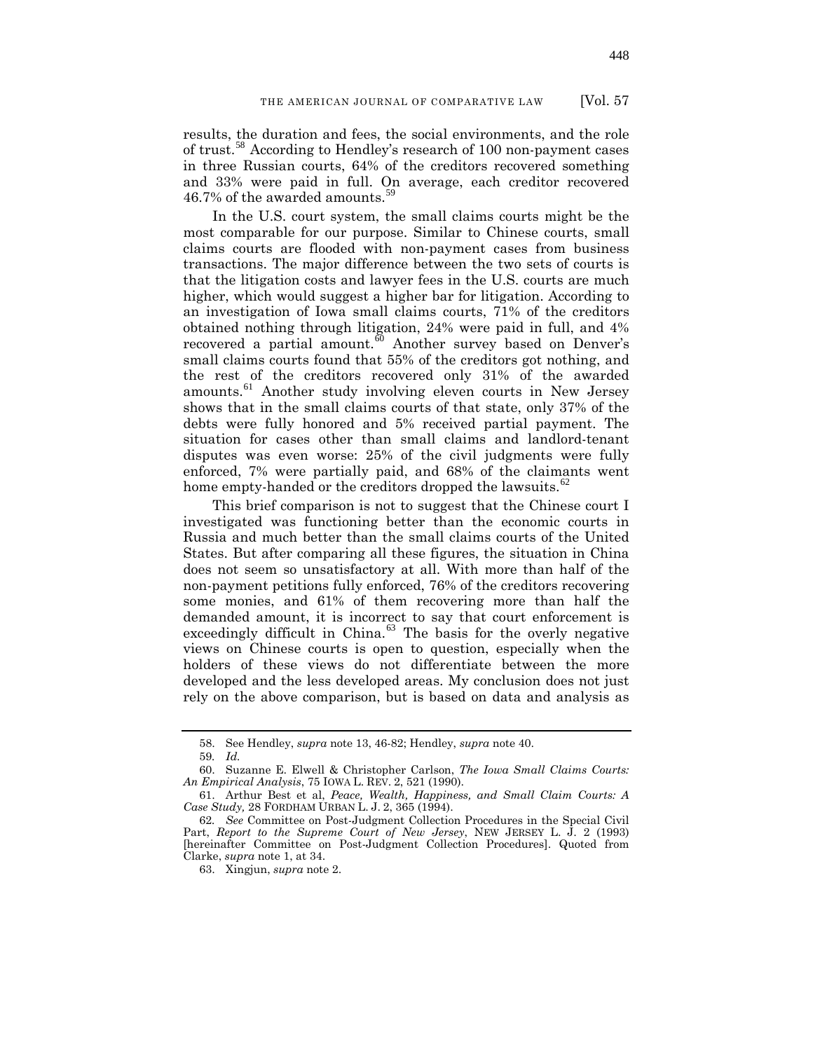results, the duration and fees, the social environments, and the role of trust.[58] According to Hendley's research of 100 non-payment cases in three Russian courts, 64% of the creditors recovered something and 33% were paid in full. On average, each creditor recovered 46.7% of the awarded amounts.[59]

In the U.S. court system, the small claims courts might be the most comparable for our purpose. Similar to Chinese courts, small claims courts are flooded with non-payment cases from business transactions. The major difference between the two sets of courts is that the litigation costs and lawyer fees in the U.S. courts are much higher, which would suggest a higher bar for litigation. According to an investigation of Iowa small claims courts, 71% of the creditors obtained nothing through litigation, 24% were paid in full, and 4% recovered a partial amount.[60] Another survey based on Denver's small claims courts found that 55% of the creditors got nothing, and the rest of the creditors recovered only 31% of the awarded amounts.[61] Another study involving eleven courts in New Jersey shows that in the small claims courts of that state, only 37% of the debts were fully honored and 5% received partial payment. The situation for cases other than small claims and landlord-tenant disputes was even worse: 25% of the civil judgments were fully enforced, 7% were partially paid, and 68% of the claimants went home empty-handed or the creditors dropped the lawsuits.[62]

This brief comparison is not to suggest that the Chinese court I investigated was functioning better than the economic courts in Russia and much better than the small claims courts of the United States. But after comparing all these figures, the situation in China does not seem so unsatisfactory at all. With more than half of the non-payment petitions fully enforced, 76% of the creditors recovering some monies, and 61% of them recovering more than half the demanded amount, it is incorrect to say that court enforcement is exceedingly difficult in China.[63] The basis for the overly negative views on Chinese courts is open to question, especially when the holders of these views do not differentiate between the more developed and the less developed areas. My conclusion does not just rely on the above comparison, but is based on data and analysis as

---

58. See Hendley, *supra* note 13, 46-82; Hendley, *supra* note 40.

59. *Id.*

60. Suzanne E. Elwell & Christopher Carlson, *The Iowa Small Claims Courts: An Empirical Analysis*, 75 IOWA L. REV. 2, 521 (1990).

61. Arthur Best et al, *Peace, Wealth, Happiness, and Small Claim Courts: A Case Study,* 28 FORDHAM URBAN L. J. 2, 365 (1994).

62. *See* Committee on Post-Judgment Collection Procedures in the Special Civil Part, *Report to the Supreme Court of New Jersey*, NEW JERSEY L. J. 2 (1993) [hereinafter Committee on Post-Judgment Collection Procedures]. Quoted from Clarke, *supra* note 1, at 34.

63. Xingjun, *supra* note 2.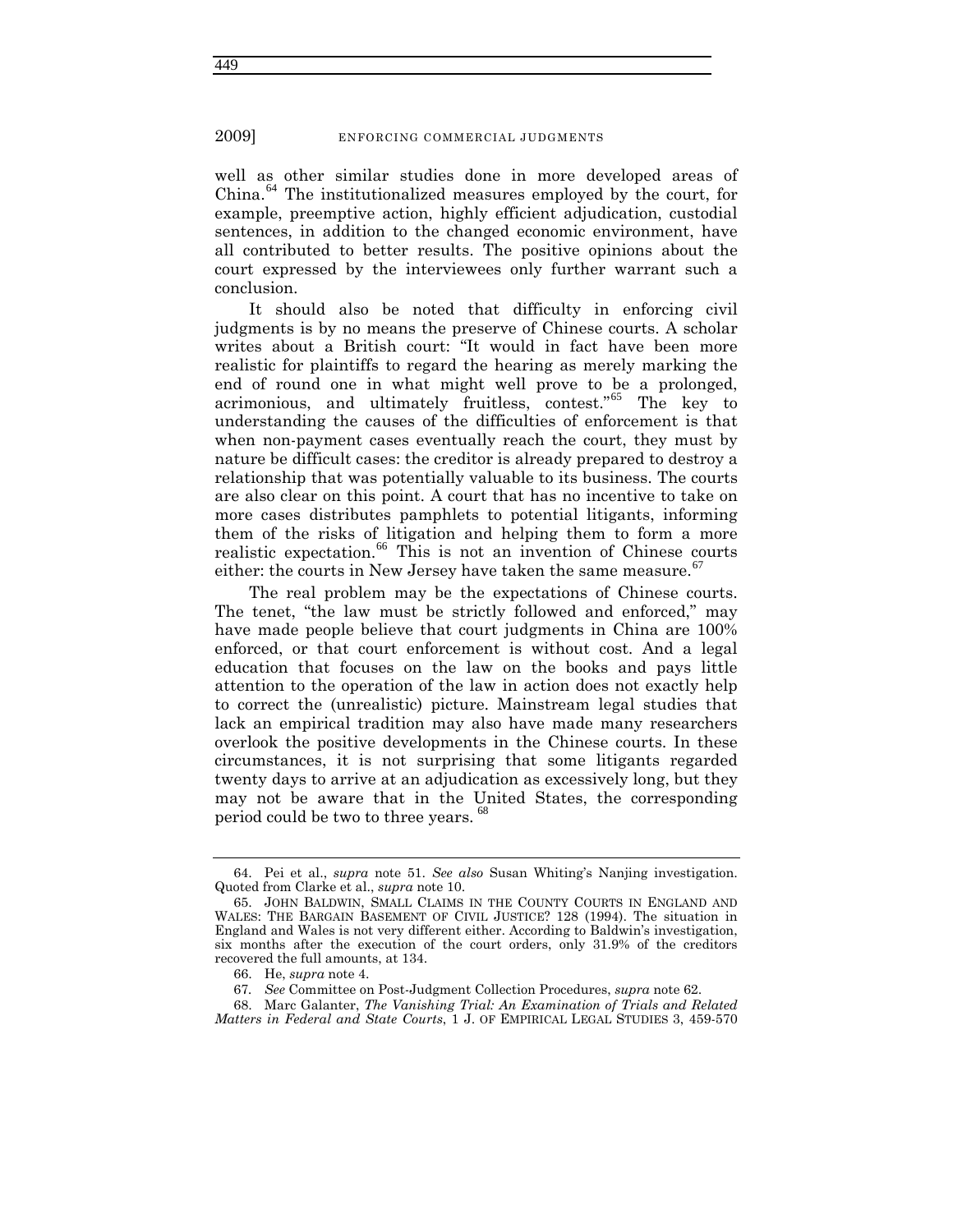well as other similar studies done in more developed areas of China.[64] The institutionalized measures employed by the court, for example, preemptive action, highly efficient adjudication, custodial sentences, in addition to the changed economic environment, have all contributed to better results. The positive opinions about the court expressed by the interviewees only further warrant such a conclusion.

It should also be noted that difficulty in enforcing civil judgments is by no means the preserve of Chinese courts. A scholar writes about a British court: "It would in fact have been more realistic for plaintiffs to regard the hearing as merely marking the end of round one in what might well prove to be a prolonged, acrimonious, and ultimately fruitless, contest."[65] The key to understanding the causes of the difficulties of enforcement is that when non-payment cases eventually reach the court, they must by nature be difficult cases: the creditor is already prepared to destroy a relationship that was potentially valuable to its business. The courts are also clear on this point. A court that has no incentive to take on more cases distributes pamphlets to potential litigants, informing them of the risks of litigation and helping them to form a more realistic expectation.[66] This is not an invention of Chinese courts either: the courts in New Jersey have taken the same measure.[67]

The real problem may be the expectations of Chinese courts. The tenet, "the law must be strictly followed and enforced," may have made people believe that court judgments in China are 100% enforced, or that court enforcement is without cost. And a legal education that focuses on the law on the books and pays little attention to the operation of the law in action does not exactly help to correct the (unrealistic) picture. Mainstream legal studies that lack an empirical tradition may also have made many researchers overlook the positive developments in the Chinese courts. In these circumstances, it is not surprising that some litigants regarded twenty days to arrive at an adjudication as excessively long, but they may not be aware that in the United States, the corresponding period could be two to three years.[68]

---

64. Pei et al., *supra* note 51. *See also* Susan Whiting's Nanjing investigation. Quoted from Clarke et al., *supra* note 10.

65. JOHN BALDWIN, SMALL CLAIMS IN THE COUNTY COURTS IN ENGLAND AND WALES: THE BARGAIN BASEMENT OF CIVIL JUSTICE? 128 (1994). The situation in England and Wales is not very different either. According to Baldwin's investigation, six months after the execution of the court orders, only 31.9% of the creditors recovered the full amounts, at 134.

66. He, *supra* note 4.

67. *See* Committee on Post-Judgment Collection Procedures, *supra* note 62.

68. Marc Galanter, *The Vanishing Trial: An Examination of Trials and Related Matters in Federal and State Courts*, 1 J. OF EMPIRICAL LEGAL STUDIES 3, 459-570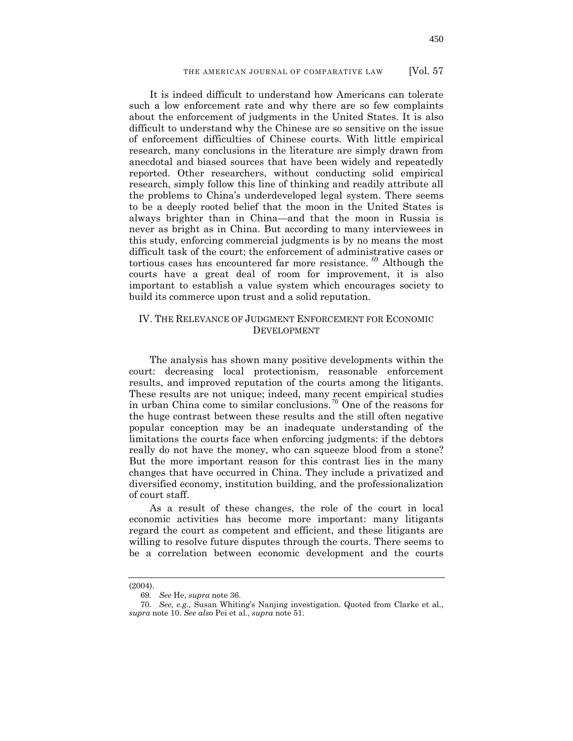It is indeed difficult to understand how Americans can tolerate such a low enforcement rate and why there are so few complaints about the enforcement of judgments in the United States. It is also difficult to understand why the Chinese are so sensitive on the issue of enforcement difficulties of Chinese courts. With little empirical research, many conclusions in the literature are simply drawn from anecdotal and biased sources that have been widely and repeatedly reported. Other researchers, without conducting solid empirical research, simply follow this line of thinking and readily attribute all the problems to China's underdeveloped legal system. There seems to be a deeply rooted belief that the moon in the United States is always brighter than in China—and that the moon in Russia is never as bright as in China. But according to many interviewees in this study, enforcing commercial judgments is by no means the most difficult task of the court; the enforcement of administrative cases or tortious cases has encountered far more resistance.[69] Although the courts have a great deal of room for improvement, it is also important to establish a value system which encourages society to build its commerce upon trust and a solid reputation.

## IV. THE RELEVANCE OF JUDGMENT ENFORCEMENT FOR ECONOMIC DEVELOPMENT

The analysis has shown many positive developments within the court: decreasing local protectionism, reasonable enforcement results, and improved reputation of the courts among the litigants. These results are not unique; indeed, many recent empirical studies in urban China come to similar conclusions.[70] One of the reasons for the huge contrast between these results and the still often negative popular conception may be an inadequate understanding of the limitations the courts face when enforcing judgments: if the debtors really do not have the money, who can squeeze blood from a stone? But the more important reason for this contrast lies in the many changes that have occurred in China. They include a privatized and diversified economy, institution building, and the professionalization of court staff.

As a result of these changes, the role of the court in local economic activities has become more important: many litigants regard the court as competent and efficient, and these litigants are willing to resolve future disputes through the courts. There seems to be a correlation between economic development and the courts

(2004).

69. *See* He, *supra* note 36.

70. *See, e.g.,* Susan Whiting's Nanjing investigation. Quoted from Clarke et al., *supra* note 10. *See also* Pei et al., *supra* note 51.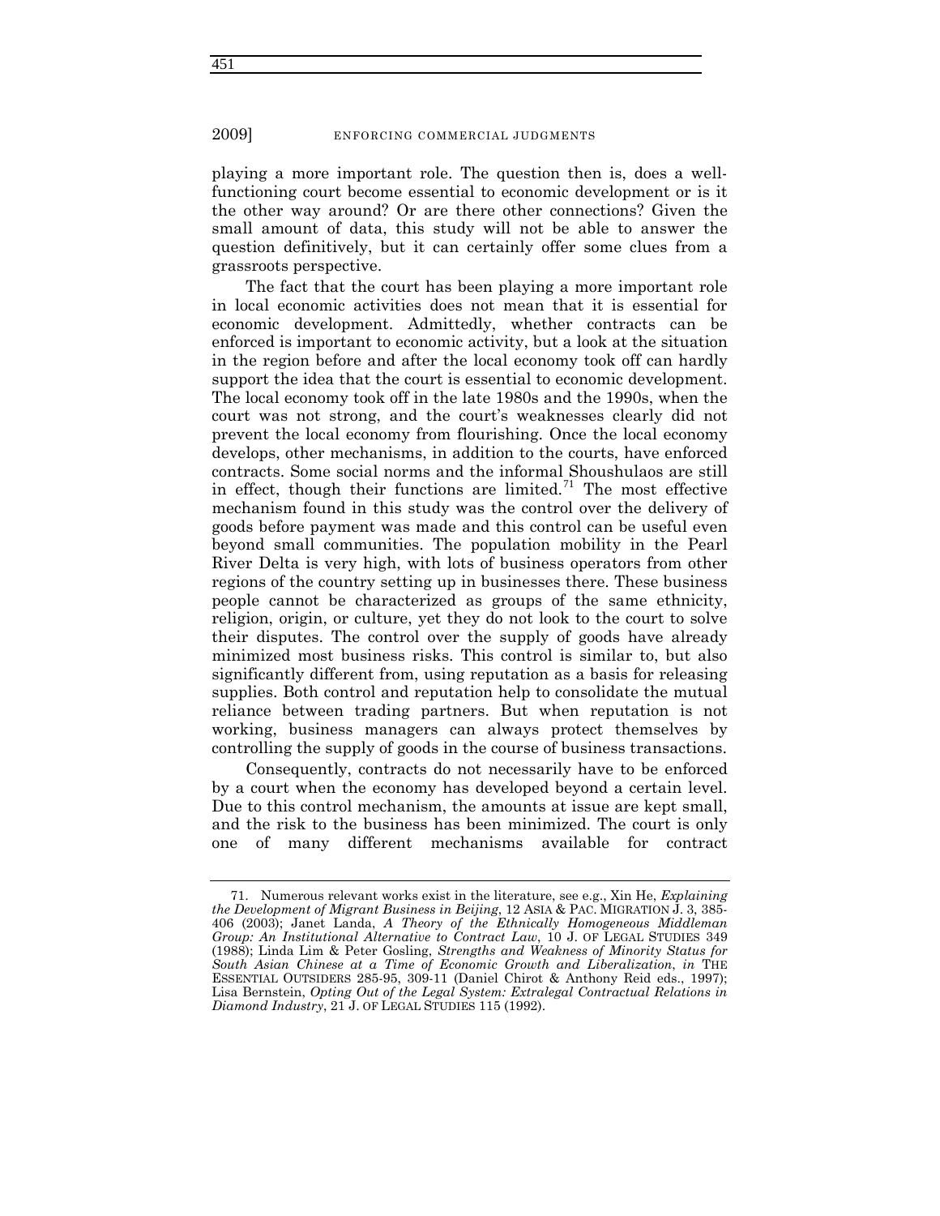playing a more important role. The question then is, does a well-functioning court become essential to economic development or is it the other way around? Or are there other connections? Given the small amount of data, this study will not be able to answer the question definitively, but it can certainly offer some clues from a grassroots perspective.

The fact that the court has been playing a more important role in local economic activities does not mean that it is essential for economic development. Admittedly, whether contracts can be enforced is important to economic activity, but a look at the situation in the region before and after the local economy took off can hardly support the idea that the court is essential to economic development. The local economy took off in the late 1980s and the 1990s, when the court was not strong, and the court's weaknesses clearly did not prevent the local economy from flourishing. Once the local economy develops, other mechanisms, in addition to the courts, have enforced contracts. Some social norms and the informal Shoushulaos are still in effect, though their functions are limited.[71] The most effective mechanism found in this study was the control over the delivery of goods before payment was made and this control can be useful even beyond small communities. The population mobility in the Pearl River Delta is very high, with lots of business operators from other regions of the country setting up in businesses there. These business people cannot be characterized as groups of the same ethnicity, religion, origin, or culture, yet they do not look to the court to solve their disputes. The control over the supply of goods have already minimized most business risks. This control is similar to, but also significantly different from, using reputation as a basis for releasing supplies. Both control and reputation help to consolidate the mutual reliance between trading partners. But when reputation is not working, business managers can always protect themselves by controlling the supply of goods in the course of business transactions.

Consequently, contracts do not necessarily have to be enforced by a court when the economy has developed beyond a certain level. Due to this control mechanism, the amounts at issue are kept small, and the risk to the business has been minimized. The court is only one of many different mechanisms available for contract

---

71. Numerous relevant works exist in the literature, see e.g., Xin He, *Explaining the Development of Migrant Business in Beijing*, 12 ASIA & PAC. MIGRATION J. 3, 385-406 (2003); Janet Landa, *A Theory of the Ethnically Homogeneous Middleman Group: An Institutional Alternative to Contract Law*, 10 J. OF LEGAL STUDIES 349 (1988); Linda Lim & Peter Gosling, *Strengths and Weakness of Minority Status for South Asian Chinese at a Time of Economic Growth and Liberalization*, *in* THE ESSENTIAL OUTSIDERS 285-95, 309-11 (Daniel Chirot & Anthony Reid eds., 1997); Lisa Bernstein, *Opting Out of the Legal System: Extralegal Contractual Relations in Diamond Industry*, 21 J. OF LEGAL STUDIES 115 (1992).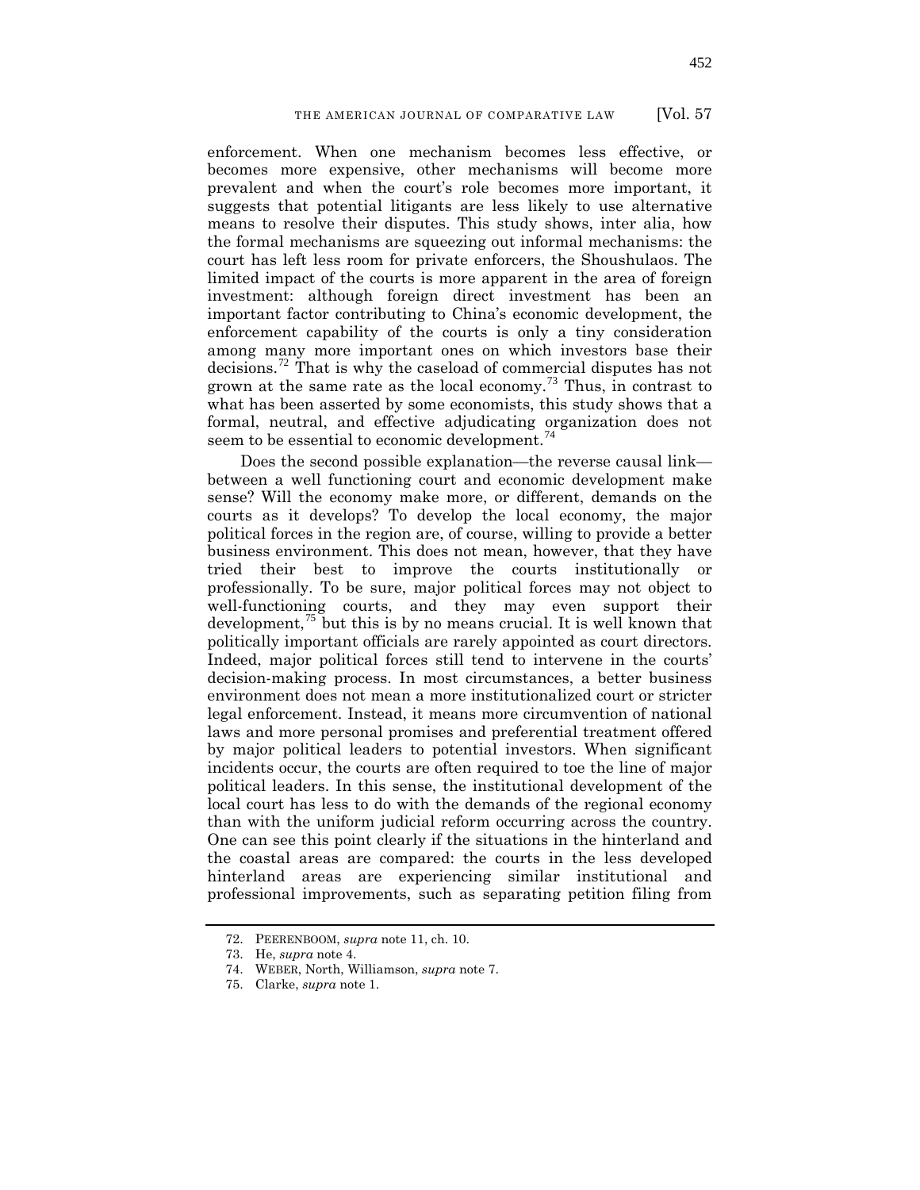enforcement. When one mechanism becomes less effective, or becomes more expensive, other mechanisms will become more prevalent and when the court's role becomes more important, it suggests that potential litigants are less likely to use alternative means to resolve their disputes. This study shows, inter alia, how the formal mechanisms are squeezing out informal mechanisms: the court has left less room for private enforcers, the Shoushulaos. The limited impact of the courts is more apparent in the area of foreign investment: although foreign direct investment has been an important factor contributing to China's economic development, the enforcement capability of the courts is only a tiny consideration among many more important ones on which investors base their decisions.[72] That is why the caseload of commercial disputes has not grown at the same rate as the local economy.[73] Thus, in contrast to what has been asserted by some economists, this study shows that a formal, neutral, and effective adjudicating organization does not seem to be essential to economic development.[74]

Does the second possible explanation—the reverse causal link—between a well functioning court and economic development make sense? Will the economy make more, or different, demands on the courts as it develops? To develop the local economy, the major political forces in the region are, of course, willing to provide a better business environment. This does not mean, however, that they have tried their best to improve the courts institutionally or professionally. To be sure, major political forces may not object to well-functioning courts, and they may even support their development,[75] but this is by no means crucial. It is well known that politically important officials are rarely appointed as court directors. Indeed, major political forces still tend to intervene in the courts' decision-making process. In most circumstances, a better business environment does not mean a more institutionalized court or stricter legal enforcement. Instead, it means more circumvention of national laws and more personal promises and preferential treatment offered by major political leaders to potential investors. When significant incidents occur, the courts are often required to toe the line of major political leaders. In this sense, the institutional development of the local court has less to do with the demands of the regional economy than with the uniform judicial reform occurring across the country. One can see this point clearly if the situations in the hinterland and the coastal areas are compared: the courts in the less developed hinterland areas are experiencing similar institutional and professional improvements, such as separating petition filing from

72. PEERENBOOM, *supra* note 11, ch. 10.

73. He, *supra* note 4.

74. WEBER, North, Williamson, *supra* note 7.

75. Clarke, *supra* note 1.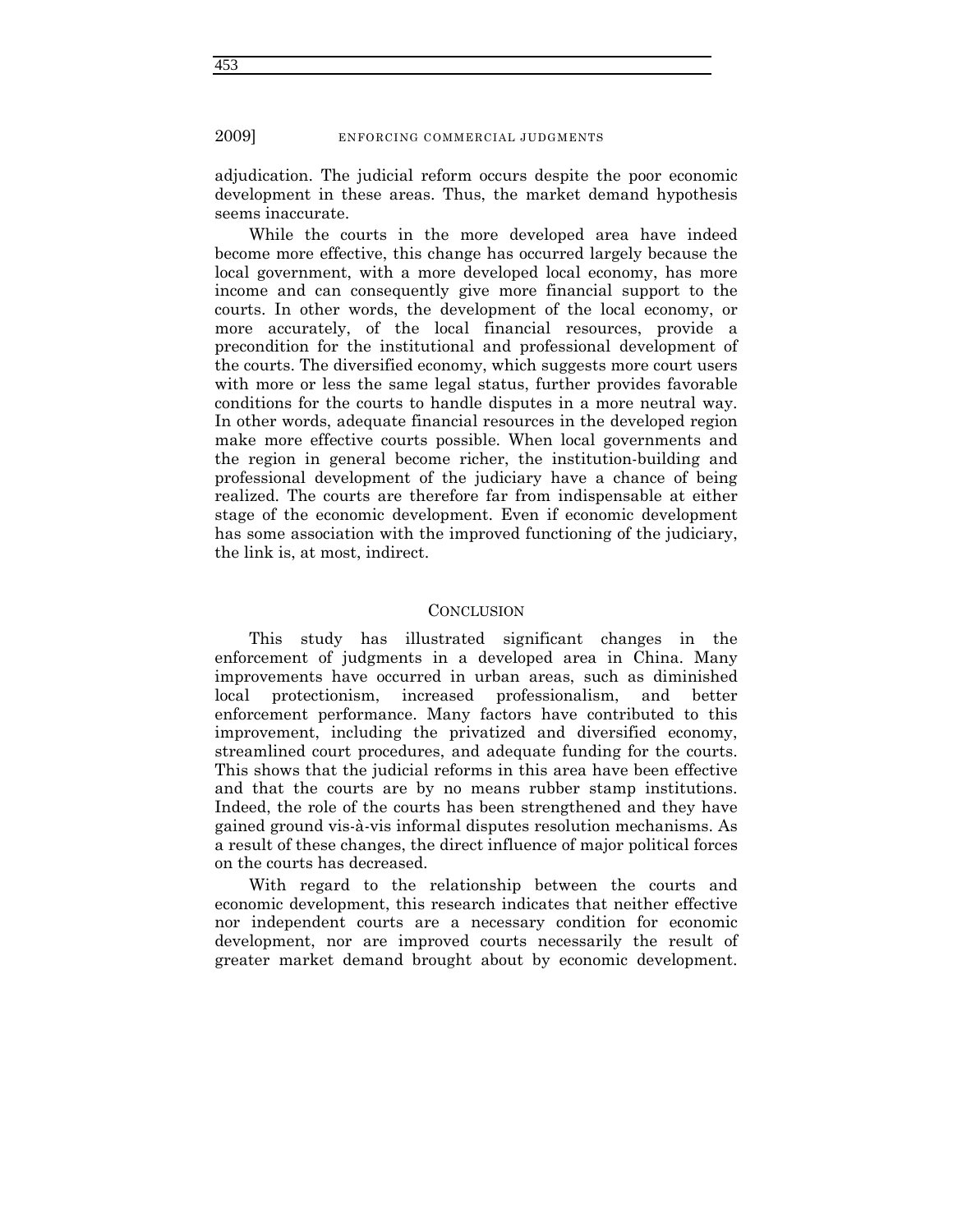adjudication. The judicial reform occurs despite the poor economic development in these areas. Thus, the market demand hypothesis seems inaccurate.

While the courts in the more developed area have indeed become more effective, this change has occurred largely because the local government, with a more developed local economy, has more income and can consequently give more financial support to the courts. In other words, the development of the local economy, or more accurately, of the local financial resources, provide a precondition for the institutional and professional development of the courts. The diversified economy, which suggests more court users with more or less the same legal status, further provides favorable conditions for the courts to handle disputes in a more neutral way. In other words, adequate financial resources in the developed region make more effective courts possible. When local governments and the region in general become richer, the institution-building and professional development of the judiciary have a chance of being realized. The courts are therefore far from indispensable at either stage of the economic development. Even if economic development has some association with the improved functioning of the judiciary, the link is, at most, indirect.

## CONCLUSION

This study has illustrated significant changes in the enforcement of judgments in a developed area in China. Many improvements have occurred in urban areas, such as diminished local protectionism, increased professionalism, and better enforcement performance. Many factors have contributed to this improvement, including the privatized and diversified economy, streamlined court procedures, and adequate funding for the courts. This shows that the judicial reforms in this area have been effective and that the courts are by no means rubber stamp institutions. Indeed, the role of the courts has been strengthened and they have gained ground vis-à-vis informal disputes resolution mechanisms. As a result of these changes, the direct influence of major political forces on the courts has decreased.

With regard to the relationship between the courts and economic development, this research indicates that neither effective nor independent courts are a necessary condition for economic development, nor are improved courts necessarily the result of greater market demand brought about by economic development.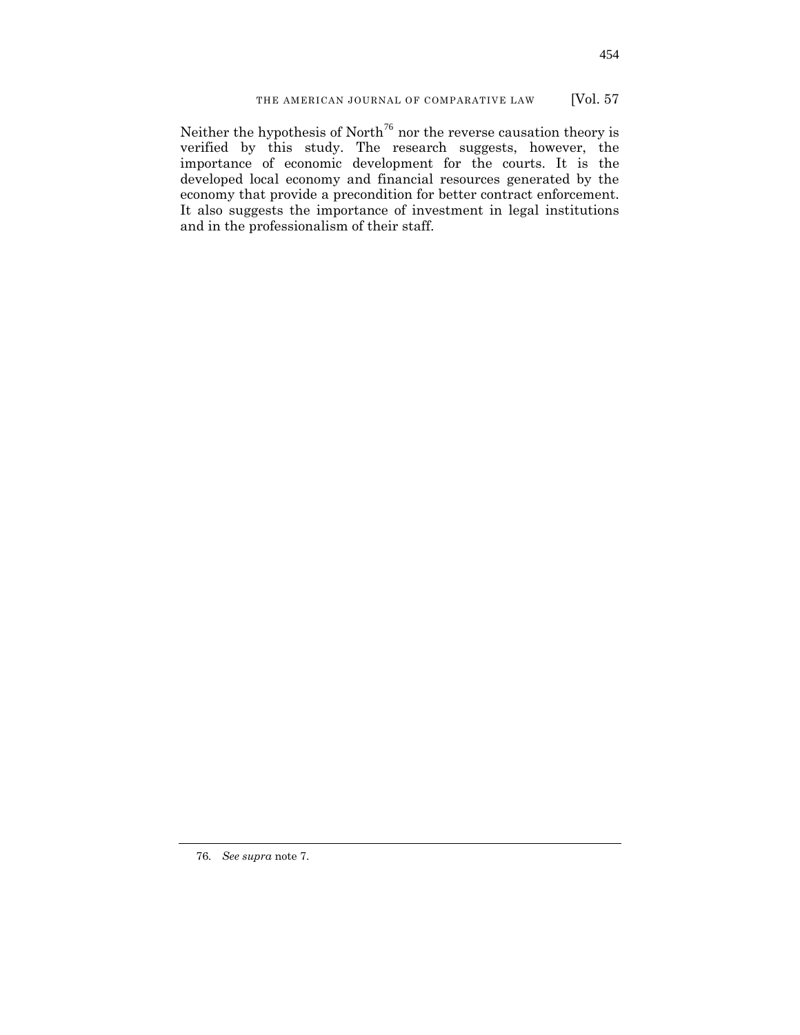Neither the hypothesis of North[76] nor the reverse causation theory is verified by this study. The research suggests, however, the importance of economic development for the courts. It is the developed local economy and financial resources generated by the economy that provide a precondition for better contract enforcement. It also suggests the importance of investment in legal institutions and in the professionalism of their staff.

---

76. *See supra* note 7.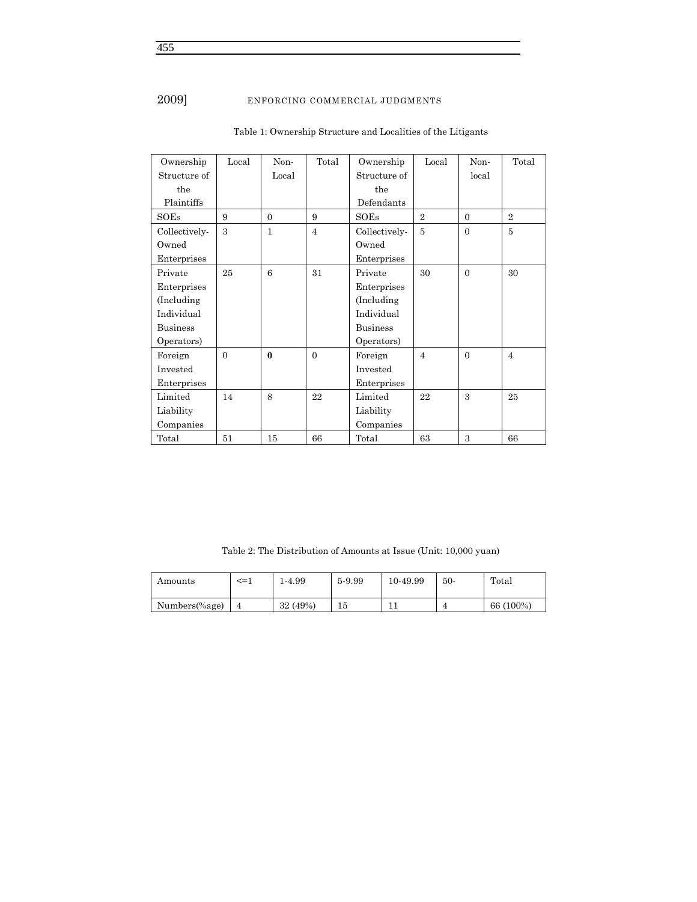Table 1: Ownership Structure and Localities of the Litigants

| Ownership Structure of the Plaintiffs | Local | Non-Local | Total | Ownership Structure of the Defendants | Local | Non-local | Total |
|---|---|---|---|---|---|---|---|
| SOEs | 9 | 0 | 9 | SOEs | 2 | 0 | 2 |
| Collectively-Owned Enterprises | 3 | 1 | 4 | Collectively-Owned Enterprises | 5 | 0 | 5 |
| Private Enterprises (Including Individual Business Operators) | 25 | 6 | 31 | Private Enterprises (Including Individual Business Operators) | 30 | 0 | 30 |
| Foreign Invested Enterprises | 0 | **0** | 0 | Foreign Invested Enterprises | 4 | 0 | 4 |
| Limited Liability Companies | 14 | 8 | 22 | Limited Liability Companies | 22 | 3 | 25 |
| Total | 51 | 15 | 66 | Total | 63 | 3 | 66 |

Table 2: The Distribution of Amounts at Issue (Unit: 10,000 yuan)

| Amounts | <=1 | 1-4.99 | 5-9.99 | 10-49.99 | 50- | Total |
|---|---|---|---|---|---|---|
| Numbers(%age) | 4 | 32 (49%) | 15 | 11 | 4 | 66 (100%) |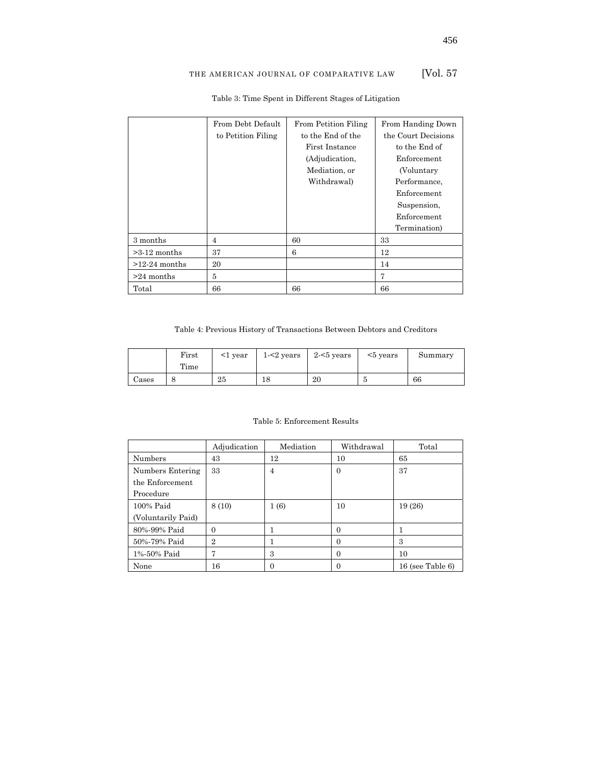Table 3: Time Spent in Different Stages of Litigation

| | From Debt Default to Petition Filing | From Petition Filing to the End of the First Instance (Adjudication, Mediation, or Withdrawal) | From Handing Down the Court Decisions to the End of Enforcement (Voluntary Performance, Enforcement Suspension, Enforcement Termination) |
|---|---|---|---|
| 3 months | 4 | 60 | 33 |
| >3-12 months | 37 | 6 | 12 |
| >12-24 months | 20 | | 14 |
| >24 months | 5 | | 7 |
| Total | 66 | 66 | 66 |

Table 4: Previous History of Transactions Between Debtors and Creditors

| | First Time | <1 year | 1-<2 years | 2-<5 years | <5 years | Summary |
|---|---|---|---|---|---|---|
| Cases | 8 | 25 | 18 | 20 | 5 | 66 |

Table 5: Enforcement Results

| | Adjudication | Mediation | Withdrawal | Total |
|---|---|---|---|---|
| Numbers | 43 | 12 | 10 | 65 |
| Numbers Entering the Enforcement Procedure | 33 | 4 | 0 | 37 |
| 100% Paid (Voluntarily Paid) | 8 (10) | 1 (6) | 10 | 19 (26) |
| 80%-99% Paid | 0 | 1 | 0 | 1 |
| 50%-79% Paid | 2 | 1 | 0 | 3 |
| 1%-50% Paid | 7 | 3 | 0 | 10 |
| None | 16 | 0 | 0 | 16 (see Table 6) |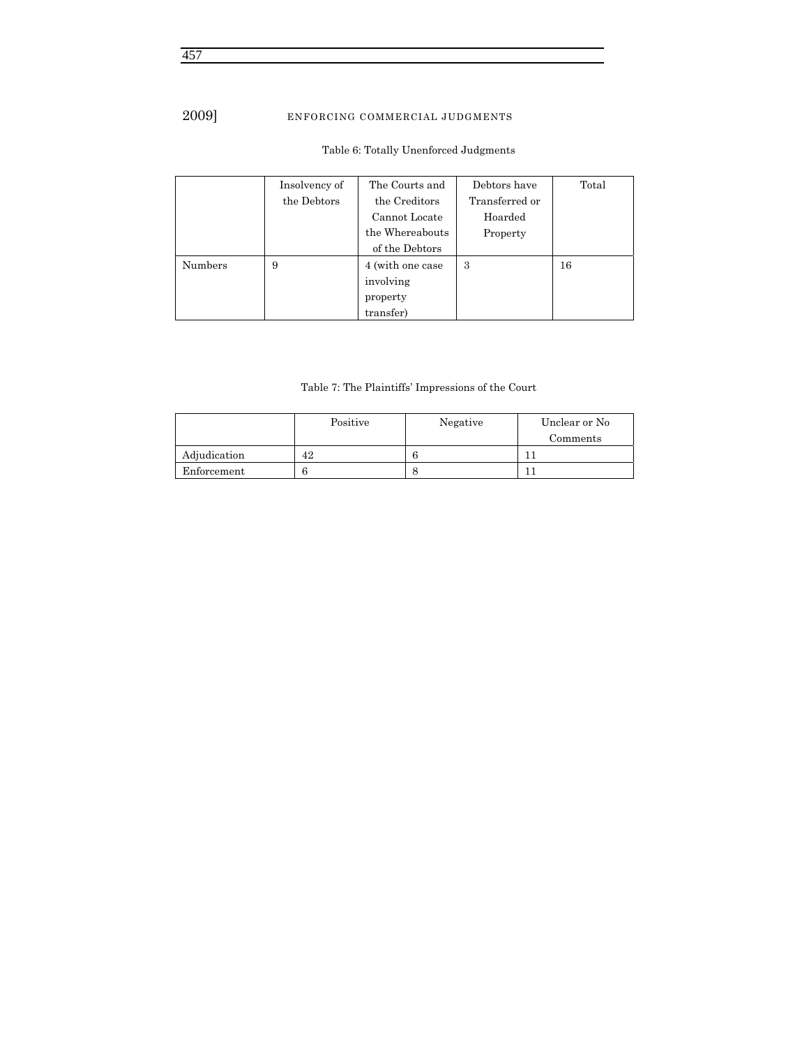Table 6: Totally Unenforced Judgments

| | Insolvency of the Debtors | The Courts and the Creditors Cannot Locate the Whereabouts of the Debtors | Debtors have Transferred or Hoarded Property | Total |
|---|---|---|---|---|
| Numbers | 9 | 4 (with one case involving property transfer) | 3 | 16 |

Table 7: The Plaintiffs' Impressions of the Court

| | Positive | Negative | Unclear or No Comments |
|---|---|---|---|
| Adjudication | 42 | 6 | 11 |
| Enforcement | 6 | 8 | 11 |